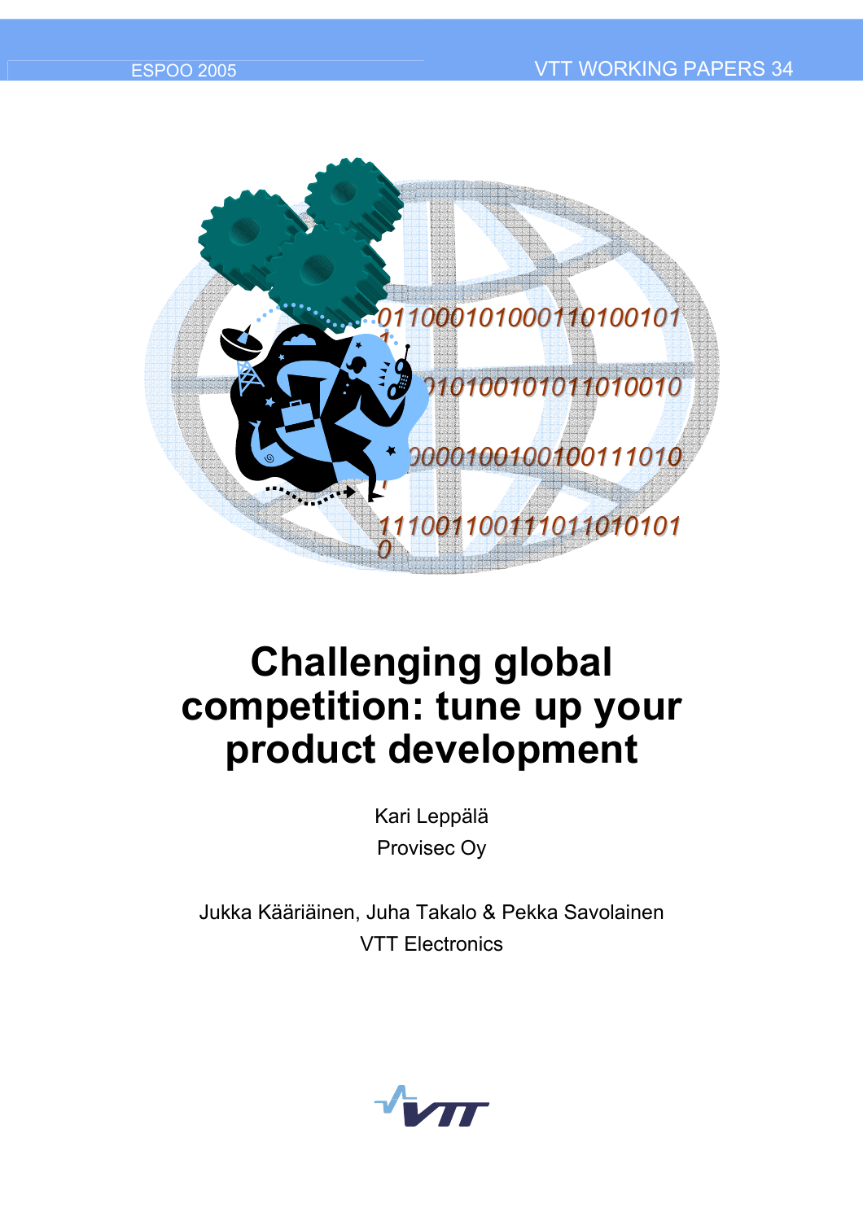ESPOO 2005 VTT WORKING PAPERS 34

# Challenging global competition: tune up your product development

Kari Leppälä
Provisec Oy

Jukka Kääriäinen, Juha Takalo & Pekka Savolainen
VTT Electronics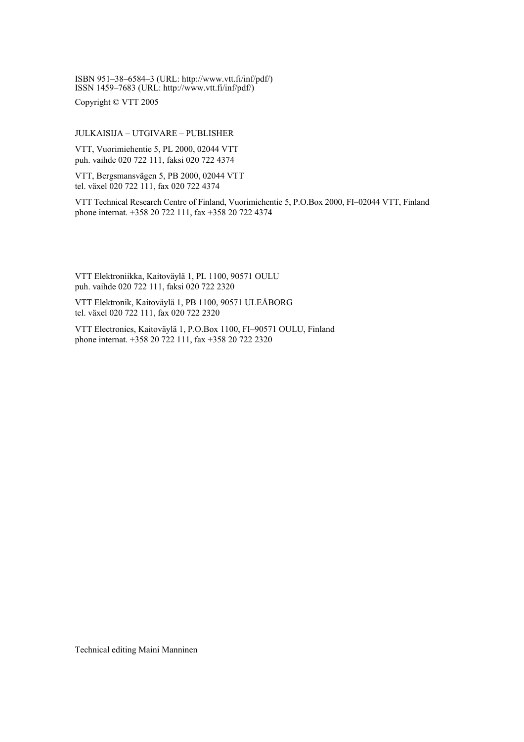ISBN 951–38–6584–3 (URL: http://www.vtt.fi/inf/pdf/)
ISSN 1459–7683 (URL: http://www.vtt.fi/inf/pdf/)

Copyright © VTT 2005

JULKAISIJA – UTGIVARE – PUBLISHER

VTT, Vuorimiehentie 5, PL 2000, 02044 VTT
puh. vaihde 020 722 111, faksi 020 722 4374

VTT, Bergsmansvägen 5, PB 2000, 02044 VTT
tel. växel 020 722 111, fax 020 722 4374

VTT Technical Research Centre of Finland, Vuorimiehentie 5, P.O.Box 2000, FI–02044 VTT, Finland
phone internat. +358 20 722 111, fax +358 20 722 4374

VTT Elektroniikka, Kaitoväylä 1, PL 1100, 90571 OULU
puh. vaihde 020 722 111, faksi 020 722 2320

VTT Elektronik, Kaitoväylä 1, PB 1100, 90571 ULEÅBORG
tel. växel 020 722 111, fax 020 722 2320

VTT Electronics, Kaitoväylä 1, P.O.Box 1100, FI–90571 OULU, Finland
phone internat. +358 20 722 111, fax +358 20 722 2320

Technical editing Maini Manninen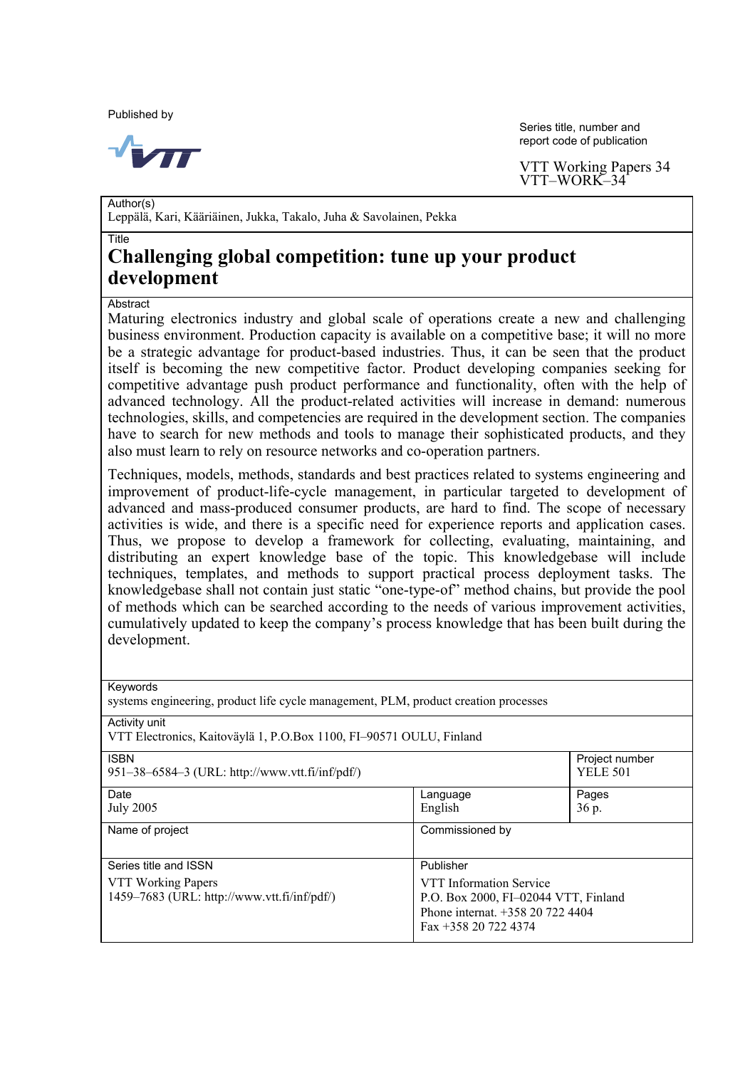Published by

VTT

Series title, number and report code of publication

VTT Working Papers 34
VTT–WORK–34

| Author(s) | | |
| --- | --- | --- |
| Leppälä, Kari, Kääriäinen, Jukka, Takalo, Juha & Savolainen, Pekka | | |

**Title**

# Challenging global competition: tune up your product development

**Abstract**

Maturing electronics industry and global scale of operations create a new and challenging business environment. Production capacity is available on a competitive base; it will no more be a strategic advantage for product-based industries. Thus, it can be seen that the product itself is becoming the new competitive factor. Product developing companies seeking for competitive advantage push product performance and functionality, often with the help of advanced technology. All the product-related activities will increase in demand: numerous technologies, skills, and competencies are required in the development section. The companies have to search for new methods and tools to manage their sophisticated products, and they also must learn to rely on resource networks and co-operation partners.

Techniques, models, methods, standards and best practices related to systems engineering and improvement of product-life-cycle management, in particular targeted to development of advanced and mass-produced consumer products, are hard to find. The scope of necessary activities is wide, and there is a specific need for experience reports and application cases. Thus, we propose to develop a framework for collecting, evaluating, maintaining, and distributing an expert knowledge base of the topic. This knowledgebase will include techniques, templates, and methods to support practical process deployment tasks. The knowledgebase shall not contain just static "one-type-of" method chains, but provide the pool of methods which can be searched according to the needs of various improvement activities, cumulatively updated to keep the company's process knowledge that has been built during the development.

| Keywords | | |
| --- | --- | --- |
| systems engineering, product life cycle management, PLM, product creation processes | | |
| **Activity unit** | | |
| VTT Electronics, Kaitoväylä 1, P.O.Box 1100, FI–90571 OULU, Finland | | |
| **ISBN** | | **Project number** |
| 951–38–6584–3 (URL: http://www.vtt.fi/inf/pdf/) | | YELE 501 |
| **Date** | **Language** | **Pages** |
| July 2005 | English | 36 p. |
| **Name of project** | **Commissioned by** | |
| | | |
| **Series title and ISSN** | **Publisher** | |
| VTT Working Papers<br>1459–7683 (URL: http://www.vtt.fi/inf/pdf/) | VTT Information Service<br>P.O. Box 2000, FI–02044 VTT, Finland<br>Phone internat. +358 20 722 4404<br>Fax +358 20 722 4374 | |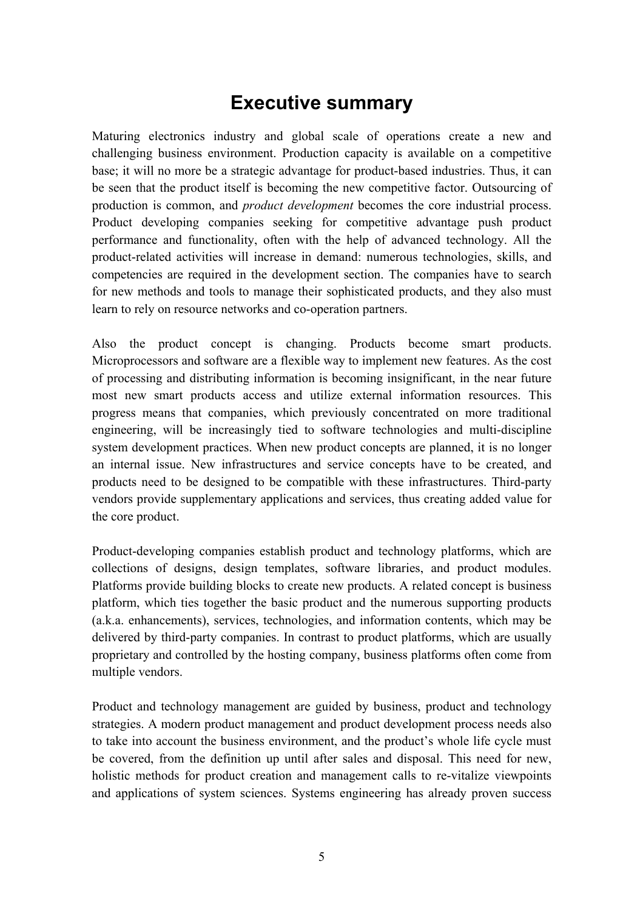# Executive summary

Maturing electronics industry and global scale of operations create a new and challenging business environment. Production capacity is available on a competitive base; it will no more be a strategic advantage for product-based industries. Thus, it can be seen that the product itself is becoming the new competitive factor. Outsourcing of production is common, and *product development* becomes the core industrial process. Product developing companies seeking for competitive advantage push product performance and functionality, often with the help of advanced technology. All the product-related activities will increase in demand: numerous technologies, skills, and competencies are required in the development section. The companies have to search for new methods and tools to manage their sophisticated products, and they also must learn to rely on resource networks and co-operation partners.

Also the product concept is changing. Products become smart products. Microprocessors and software are a flexible way to implement new features. As the cost of processing and distributing information is becoming insignificant, in the near future most new smart products access and utilize external information resources. This progress means that companies, which previously concentrated on more traditional engineering, will be increasingly tied to software technologies and multi-discipline system development practices. When new product concepts are planned, it is no longer an internal issue. New infrastructures and service concepts have to be created, and products need to be designed to be compatible with these infrastructures. Third-party vendors provide supplementary applications and services, thus creating added value for the core product.

Product-developing companies establish product and technology platforms, which are collections of designs, design templates, software libraries, and product modules. Platforms provide building blocks to create new products. A related concept is business platform, which ties together the basic product and the numerous supporting products (a.k.a. enhancements), services, technologies, and information contents, which may be delivered by third-party companies. In contrast to product platforms, which are usually proprietary and controlled by the hosting company, business platforms often come from multiple vendors.

Product and technology management are guided by business, product and technology strategies. A modern product management and product development process needs also to take into account the business environment, and the product's whole life cycle must be covered, from the definition up until after sales and disposal. This need for new, holistic methods for product creation and management calls to re-vitalize viewpoints and applications of system sciences. Systems engineering has already proven success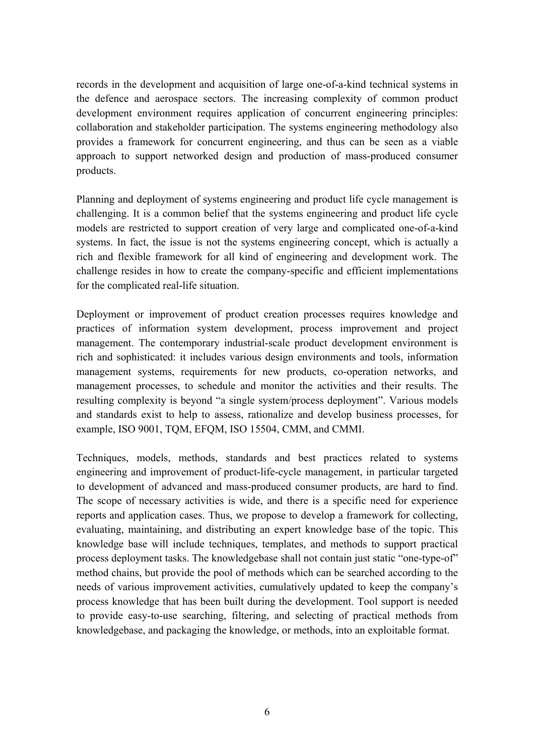records in the development and acquisition of large one-of-a-kind technical systems in the defence and aerospace sectors. The increasing complexity of common product development environment requires application of concurrent engineering principles: collaboration and stakeholder participation. The systems engineering methodology also provides a framework for concurrent engineering, and thus can be seen as a viable approach to support networked design and production of mass-produced consumer products.

Planning and deployment of systems engineering and product life cycle management is challenging. It is a common belief that the systems engineering and product life cycle models are restricted to support creation of very large and complicated one-of-a-kind systems. In fact, the issue is not the systems engineering concept, which is actually a rich and flexible framework for all kind of engineering and development work. The challenge resides in how to create the company-specific and efficient implementations for the complicated real-life situation.

Deployment or improvement of product creation processes requires knowledge and practices of information system development, process improvement and project management. The contemporary industrial-scale product development environment is rich and sophisticated: it includes various design environments and tools, information management systems, requirements for new products, co-operation networks, and management processes, to schedule and monitor the activities and their results. The resulting complexity is beyond "a single system/process deployment". Various models and standards exist to help to assess, rationalize and develop business processes, for example, ISO 9001, TQM, EFQM, ISO 15504, CMM, and CMMI.

Techniques, models, methods, standards and best practices related to systems engineering and improvement of product-life-cycle management, in particular targeted to development of advanced and mass-produced consumer products, are hard to find. The scope of necessary activities is wide, and there is a specific need for experience reports and application cases. Thus, we propose to develop a framework for collecting, evaluating, maintaining, and distributing an expert knowledge base of the topic. This knowledge base will include techniques, templates, and methods to support practical process deployment tasks. The knowledgebase shall not contain just static "one-type-of" method chains, but provide the pool of methods which can be searched according to the needs of various improvement activities, cumulatively updated to keep the company's process knowledge that has been built during the development. Tool support is needed to provide easy-to-use searching, filtering, and selecting of practical methods from knowledgebase, and packaging the knowledge, or methods, into an exploitable format.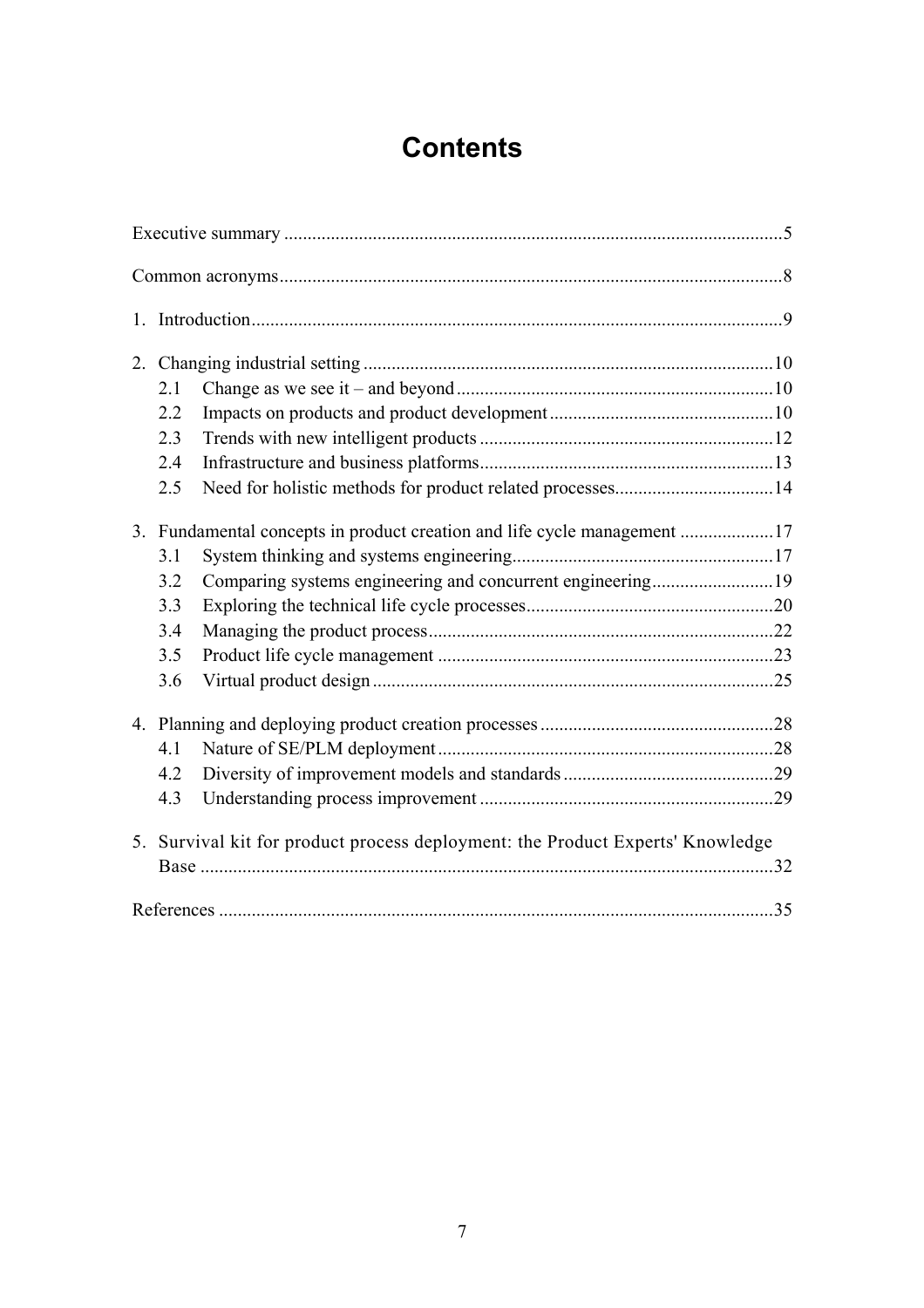# Contents

Executive summary ....................................................................................................5

Common acronyms.....................................................................................................8

1. Introduction..........................................................................................................9

2. Changing industrial setting ..................................................................................10
   - 2.1 Change as we see it – and beyond ..............................................................10
   - 2.2 Impacts on products and product development ...........................................10
   - 2.3 Trends with new intelligent products ..........................................................12
   - 2.4 Infrastructure and business platforms..........................................................13
   - 2.5 Need for holistic methods for product related processes..............................14

3. Fundamental concepts in product creation and life cycle management ...................17
   - 3.1 System thinking and systems engineering....................................................17
   - 3.2 Comparing systems engineering and concurrent engineering.........................19
   - 3.3 Exploring the technical life cycle processes...................................................20
   - 3.4 Managing the product process.....................................................................22
   - 3.5 Product life cycle management ...................................................................23
   - 3.6 Virtual product design ................................................................................25

4. Planning and deploying product creation processes ..............................................28
   - 4.1 Nature of SE/PLM deployment ...................................................................28
   - 4.2 Diversity of improvement models and standards ..........................................29
   - 4.3 Understanding process improvement ...........................................................29

5. Survival kit for product process deployment: the Product Experts' Knowledge Base .....................................................................................................................32

References .................................................................................................................35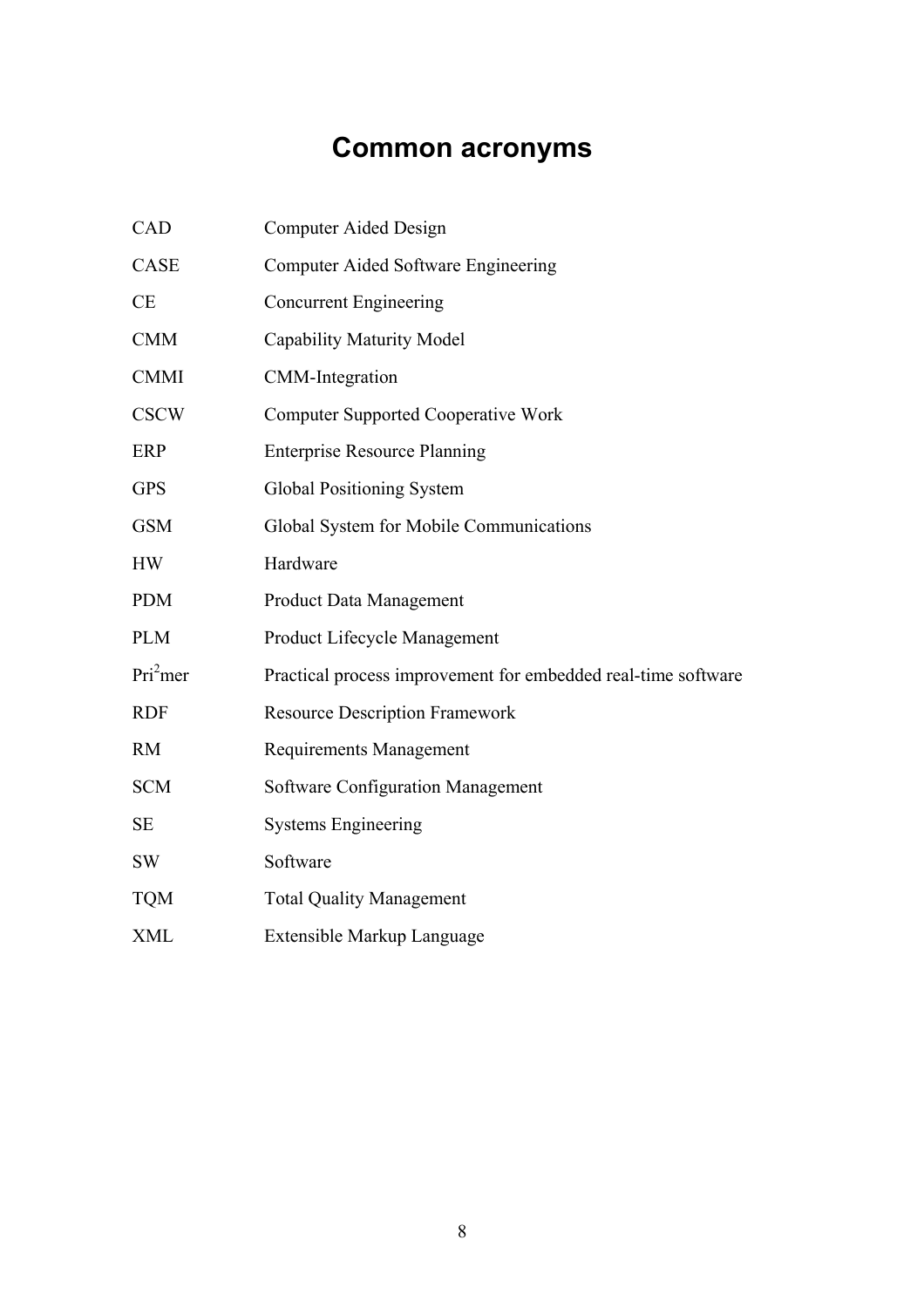# Common acronyms

| | |
|---|---|
| CAD | Computer Aided Design |
| CASE | Computer Aided Software Engineering |
| CE | Concurrent Engineering |
| CMM | Capability Maturity Model |
| CMMI | CMM-Integration |
| CSCW | Computer Supported Cooperative Work |
| ERP | Enterprise Resource Planning |
| GPS | Global Positioning System |
| GSM | Global System for Mobile Communications |
| HW | Hardware |
| PDM | Product Data Management |
| PLM | Product Lifecycle Management |
| Pri$^2$mer | Practical process improvement for embedded real-time software |
| RDF | Resource Description Framework |
| RM | Requirements Management |
| SCM | Software Configuration Management |
| SE | Systems Engineering |
| SW | Software |
| TQM | Total Quality Management |
| XML | Extensible Markup Language |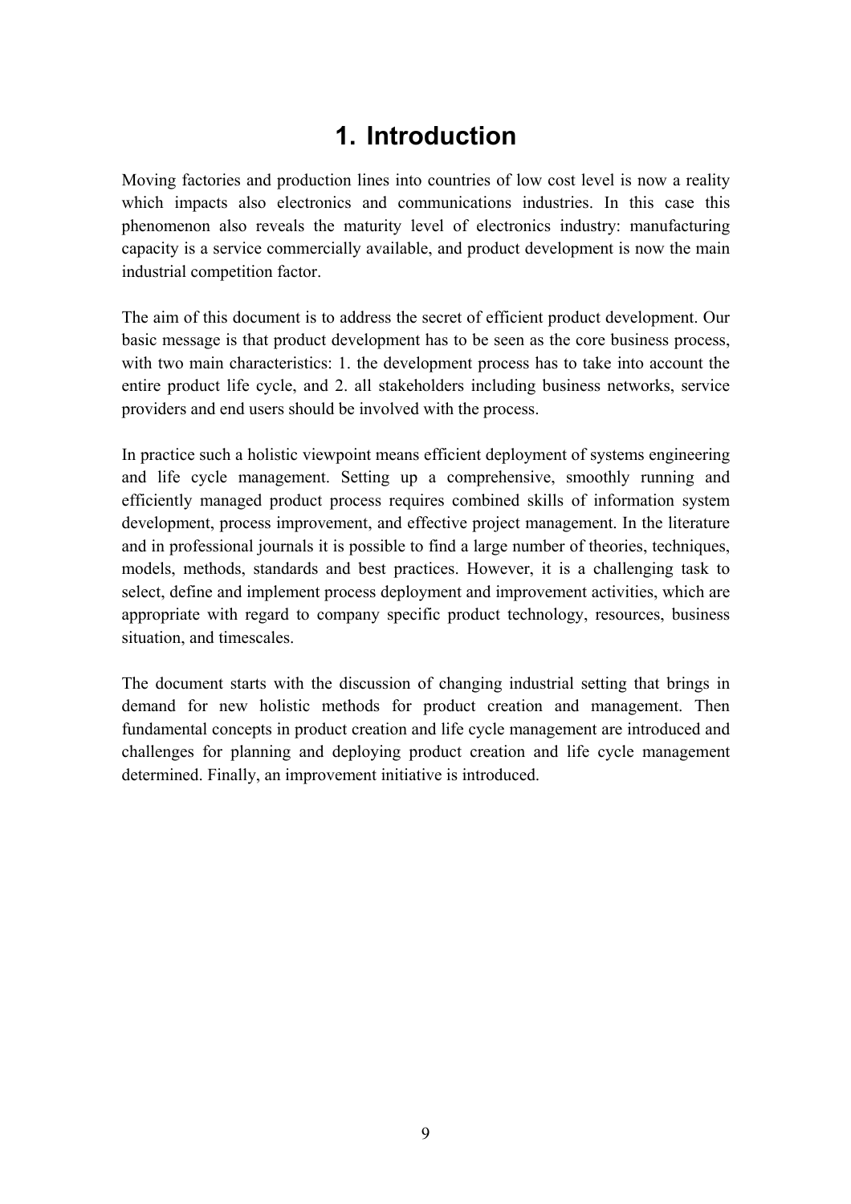# 1. Introduction

Moving factories and production lines into countries of low cost level is now a reality which impacts also electronics and communications industries. In this case this phenomenon also reveals the maturity level of electronics industry: manufacturing capacity is a service commercially available, and product development is now the main industrial competition factor.

The aim of this document is to address the secret of efficient product development. Our basic message is that product development has to be seen as the core business process, with two main characteristics: 1. the development process has to take into account the entire product life cycle, and 2. all stakeholders including business networks, service providers and end users should be involved with the process.

In practice such a holistic viewpoint means efficient deployment of systems engineering and life cycle management. Setting up a comprehensive, smoothly running and efficiently managed product process requires combined skills of information system development, process improvement, and effective project management. In the literature and in professional journals it is possible to find a large number of theories, techniques, models, methods, standards and best practices. However, it is a challenging task to select, define and implement process deployment and improvement activities, which are appropriate with regard to company specific product technology, resources, business situation, and timescales.

The document starts with the discussion of changing industrial setting that brings in demand for new holistic methods for product creation and management. Then fundamental concepts in product creation and life cycle management are introduced and challenges for planning and deploying product creation and life cycle management determined. Finally, an improvement initiative is introduced.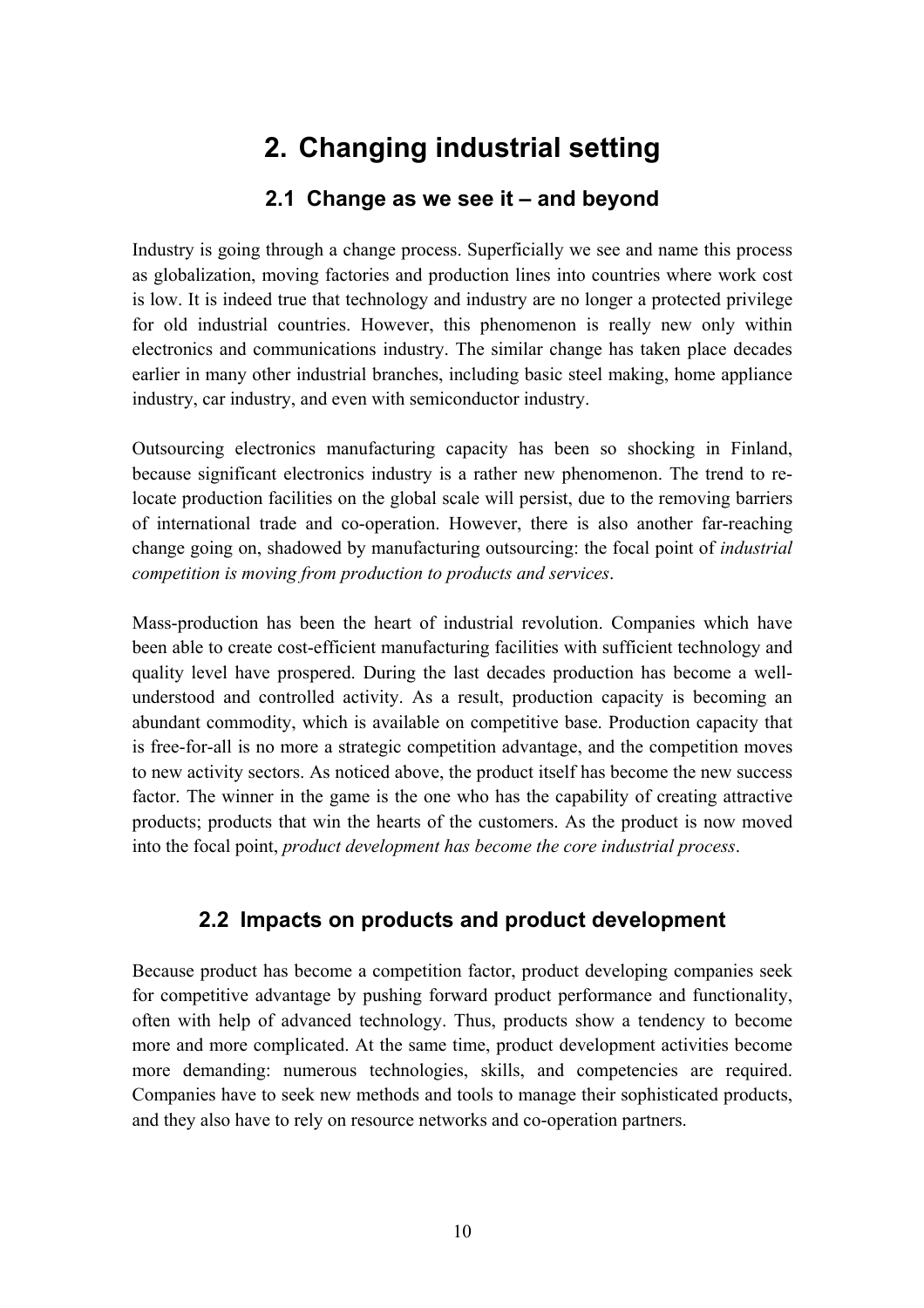# 2. Changing industrial setting

## 2.1 Change as we see it – and beyond

Industry is going through a change process. Superficially we see and name this process as globalization, moving factories and production lines into countries where work cost is low. It is indeed true that technology and industry are no longer a protected privilege for old industrial countries. However, this phenomenon is really new only within electronics and communications industry. The similar change has taken place decades earlier in many other industrial branches, including basic steel making, home appliance industry, car industry, and even with semiconductor industry.

Outsourcing electronics manufacturing capacity has been so shocking in Finland, because significant electronics industry is a rather new phenomenon. The trend to re-locate production facilities on the global scale will persist, due to the removing barriers of international trade and co-operation. However, there is also another far-reaching change going on, shadowed by manufacturing outsourcing: the focal point of *industrial competition is moving from production to products and services*.

Mass-production has been the heart of industrial revolution. Companies which have been able to create cost-efficient manufacturing facilities with sufficient technology and quality level have prospered. During the last decades production has become a well-understood and controlled activity. As a result, production capacity is becoming an abundant commodity, which is available on competitive base. Production capacity that is free-for-all is no more a strategic competition advantage, and the competition moves to new activity sectors. As noticed above, the product itself has become the new success factor. The winner in the game is the one who has the capability of creating attractive products; products that win the hearts of the customers. As the product is now moved into the focal point, *product development has become the core industrial process*.

## 2.2 Impacts on products and product development

Because product has become a competition factor, product developing companies seek for competitive advantage by pushing forward product performance and functionality, often with help of advanced technology. Thus, products show a tendency to become more and more complicated. At the same time, product development activities become more demanding: numerous technologies, skills, and competencies are required. Companies have to seek new methods and tools to manage their sophisticated products, and they also have to rely on resource networks and co-operation partners.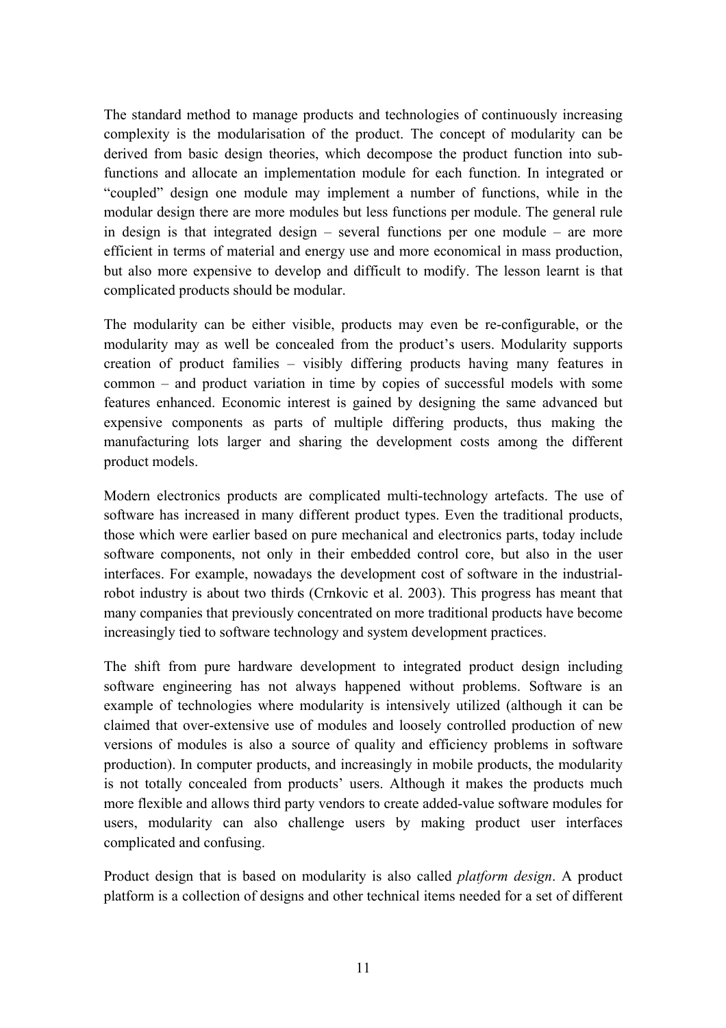The standard method to manage products and technologies of continuously increasing complexity is the modularisation of the product. The concept of modularity can be derived from basic design theories, which decompose the product function into sub-functions and allocate an implementation module for each function. In integrated or "coupled" design one module may implement a number of functions, while in the modular design there are more modules but less functions per module. The general rule in design is that integrated design – several functions per one module – are more efficient in terms of material and energy use and more economical in mass production, but also more expensive to develop and difficult to modify. The lesson learnt is that complicated products should be modular.

The modularity can be either visible, products may even be re-configurable, or the modularity may as well be concealed from the product's users. Modularity supports creation of product families – visibly differing products having many features in common – and product variation in time by copies of successful models with some features enhanced. Economic interest is gained by designing the same advanced but expensive components as parts of multiple differing products, thus making the manufacturing lots larger and sharing the development costs among the different product models.

Modern electronics products are complicated multi-technology artefacts. The use of software has increased in many different product types. Even the traditional products, those which were earlier based on pure mechanical and electronics parts, today include software components, not only in their embedded control core, but also in the user interfaces. For example, nowadays the development cost of software in the industrial-robot industry is about two thirds (Crnkovic et al. 2003). This progress has meant that many companies that previously concentrated on more traditional products have become increasingly tied to software technology and system development practices.

The shift from pure hardware development to integrated product design including software engineering has not always happened without problems. Software is an example of technologies where modularity is intensively utilized (although it can be claimed that over-extensive use of modules and loosely controlled production of new versions of modules is also a source of quality and efficiency problems in software production). In computer products, and increasingly in mobile products, the modularity is not totally concealed from products' users. Although it makes the products much more flexible and allows third party vendors to create added-value software modules for users, modularity can also challenge users by making product user interfaces complicated and confusing.

Product design that is based on modularity is also called *platform design*. A product platform is a collection of designs and other technical items needed for a set of different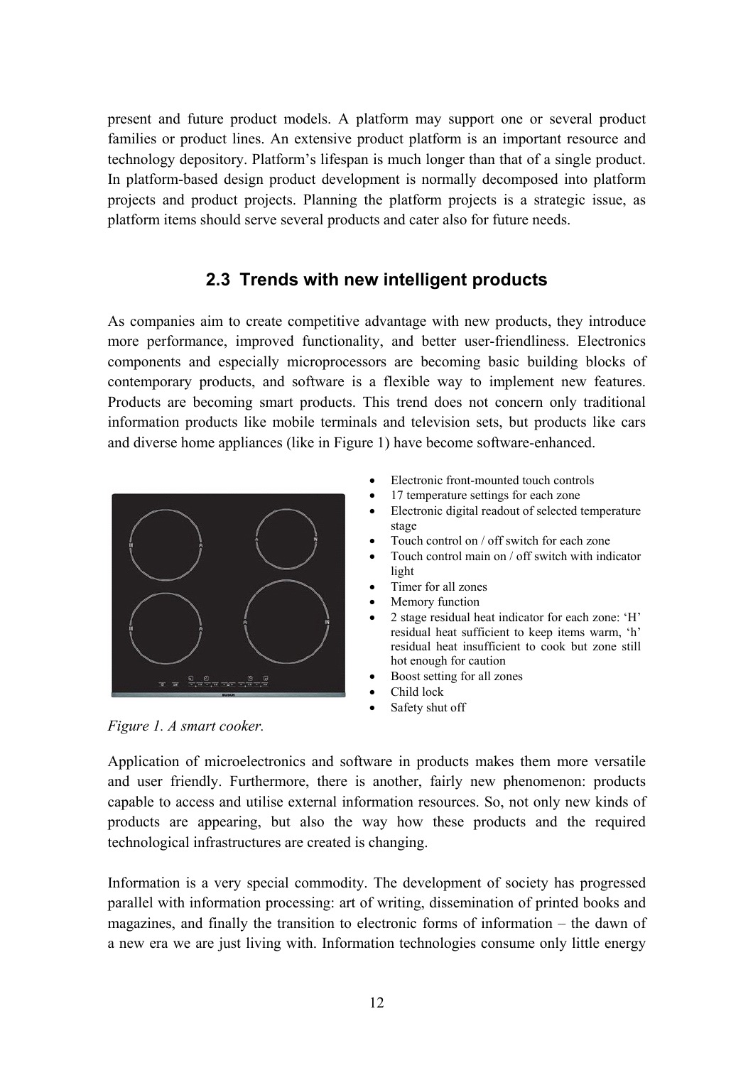present and future product models. A platform may support one or several product families or product lines. An extensive product platform is an important resource and technology depository. Platform's lifespan is much longer than that of a single product. In platform-based design product development is normally decomposed into platform projects and product projects. Planning the platform projects is a strategic issue, as platform items should serve several products and cater also for future needs.

## 2.3 Trends with new intelligent products

As companies aim to create competitive advantage with new products, they introduce more performance, improved functionality, and better user-friendliness. Electronics components and especially microprocessors are becoming basic building blocks of contemporary products, and software is a flexible way to implement new features. Products are becoming smart products. This trend does not concern only traditional information products like mobile terminals and television sets, but products like cars and diverse home appliances (like in Figure 1) have become software-enhanced.

- Electronic front-mounted touch controls
- 17 temperature settings for each zone
- Electronic digital readout of selected temperature stage
- Touch control on / off switch for each zone
- Touch control main on / off switch with indicator light
- Timer for all zones
- Memory function
- 2 stage residual heat indicator for each zone: 'H' residual heat sufficient to keep items warm, 'h' residual heat insufficient to cook but zone still hot enough for caution
- Boost setting for all zones
- Child lock
- Safety shut off

*Figure 1. A smart cooker.*

Application of microelectronics and software in products makes them more versatile and user friendly. Furthermore, there is another, fairly new phenomenon: products capable to access and utilise external information resources. So, not only new kinds of products are appearing, but also the way how these products and the required technological infrastructures are created is changing.

Information is a very special commodity. The development of society has progressed parallel with information processing: art of writing, dissemination of printed books and magazines, and finally the transition to electronic forms of information – the dawn of a new era we are just living with. Information technologies consume only little energy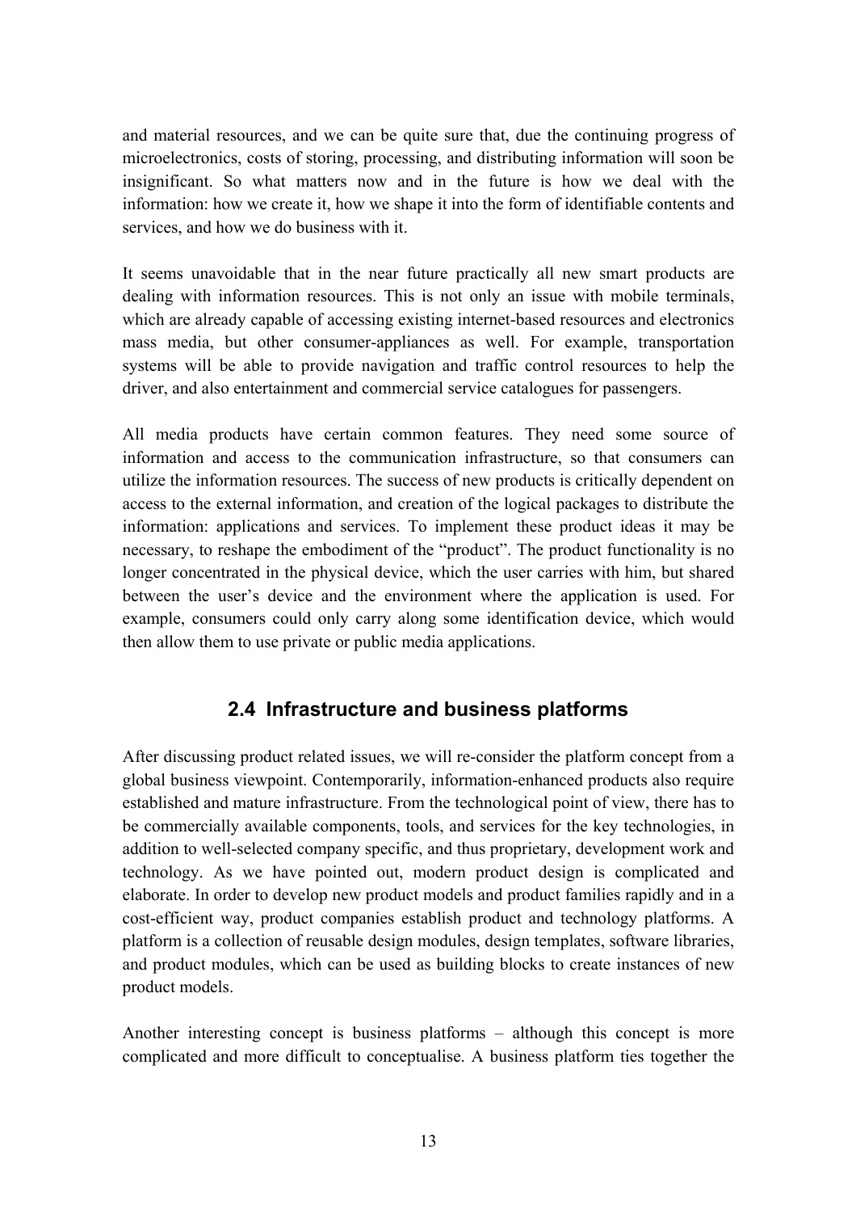and material resources, and we can be quite sure that, due the continuing progress of microelectronics, costs of storing, processing, and distributing information will soon be insignificant. So what matters now and in the future is how we deal with the information: how we create it, how we shape it into the form of identifiable contents and services, and how we do business with it.

It seems unavoidable that in the near future practically all new smart products are dealing with information resources. This is not only an issue with mobile terminals, which are already capable of accessing existing internet-based resources and electronics mass media, but other consumer-appliances as well. For example, transportation systems will be able to provide navigation and traffic control resources to help the driver, and also entertainment and commercial service catalogues for passengers.

All media products have certain common features. They need some source of information and access to the communication infrastructure, so that consumers can utilize the information resources. The success of new products is critically dependent on access to the external information, and creation of the logical packages to distribute the information: applications and services. To implement these product ideas it may be necessary, to reshape the embodiment of the "product". The product functionality is no longer concentrated in the physical device, which the user carries with him, but shared between the user's device and the environment where the application is used. For example, consumers could only carry along some identification device, which would then allow them to use private or public media applications.

## 2.4 Infrastructure and business platforms

After discussing product related issues, we will re-consider the platform concept from a global business viewpoint. Contemporarily, information-enhanced products also require established and mature infrastructure. From the technological point of view, there has to be commercially available components, tools, and services for the key technologies, in addition to well-selected company specific, and thus proprietary, development work and technology. As we have pointed out, modern product design is complicated and elaborate. In order to develop new product models and product families rapidly and in a cost-efficient way, product companies establish product and technology platforms. A platform is a collection of reusable design modules, design templates, software libraries, and product modules, which can be used as building blocks to create instances of new product models.

Another interesting concept is business platforms – although this concept is more complicated and more difficult to conceptualise. A business platform ties together the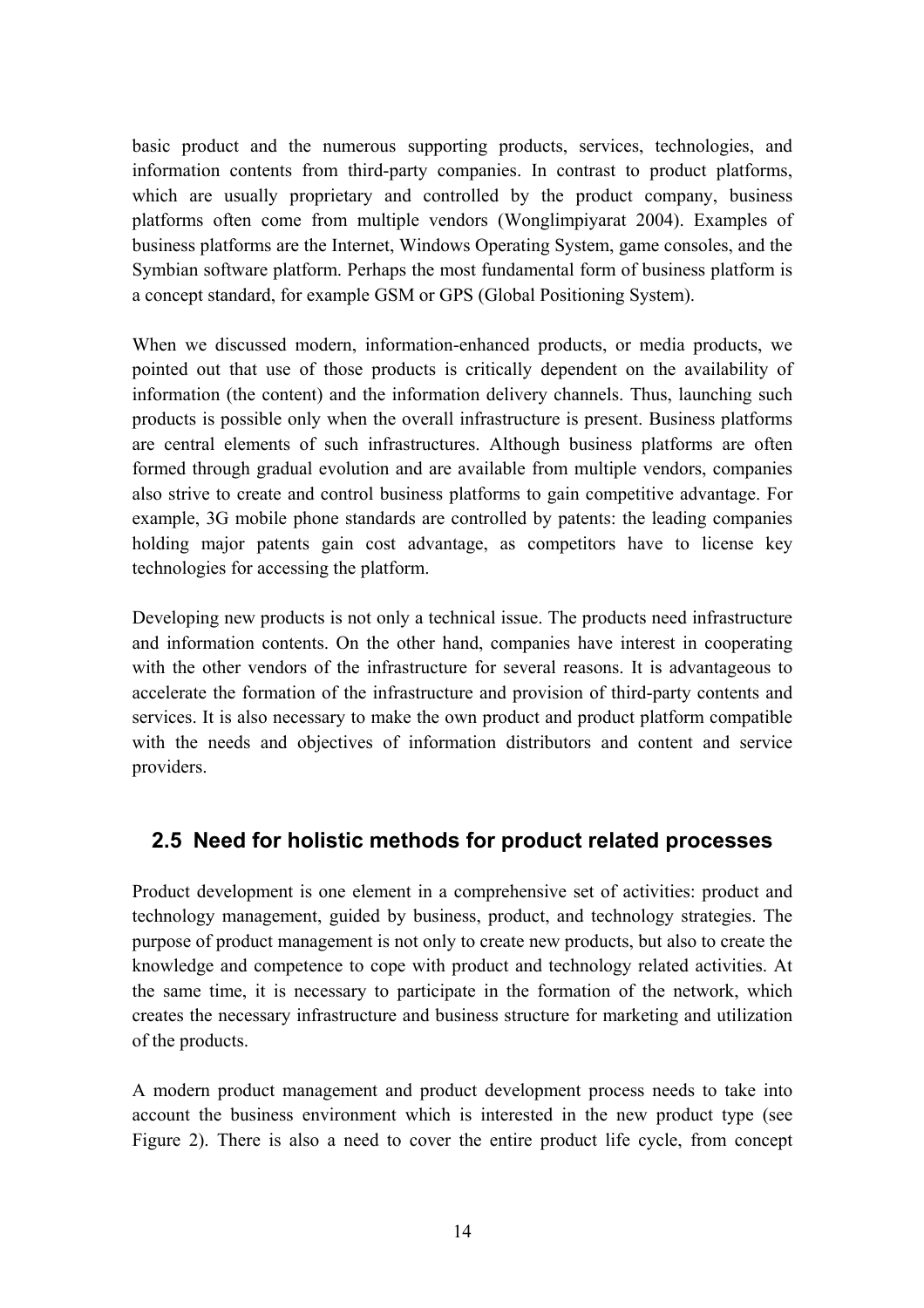basic product and the numerous supporting products, services, technologies, and information contents from third-party companies. In contrast to product platforms, which are usually proprietary and controlled by the product company, business platforms often come from multiple vendors (Wonglimpiyarat 2004). Examples of business platforms are the Internet, Windows Operating System, game consoles, and the Symbian software platform. Perhaps the most fundamental form of business platform is a concept standard, for example GSM or GPS (Global Positioning System).

When we discussed modern, information-enhanced products, or media products, we pointed out that use of those products is critically dependent on the availability of information (the content) and the information delivery channels. Thus, launching such products is possible only when the overall infrastructure is present. Business platforms are central elements of such infrastructures. Although business platforms are often formed through gradual evolution and are available from multiple vendors, companies also strive to create and control business platforms to gain competitive advantage. For example, 3G mobile phone standards are controlled by patents: the leading companies holding major patents gain cost advantage, as competitors have to license key technologies for accessing the platform.

Developing new products is not only a technical issue. The products need infrastructure and information contents. On the other hand, companies have interest in cooperating with the other vendors of the infrastructure for several reasons. It is advantageous to accelerate the formation of the infrastructure and provision of third-party contents and services. It is also necessary to make the own product and product platform compatible with the needs and objectives of information distributors and content and service providers.

## 2.5 Need for holistic methods for product related processes

Product development is one element in a comprehensive set of activities: product and technology management, guided by business, product, and technology strategies. The purpose of product management is not only to create new products, but also to create the knowledge and competence to cope with product and technology related activities. At the same time, it is necessary to participate in the formation of the network, which creates the necessary infrastructure and business structure for marketing and utilization of the products.

A modern product management and product development process needs to take into account the business environment which is interested in the new product type (see Figure 2). There is also a need to cover the entire product life cycle, from concept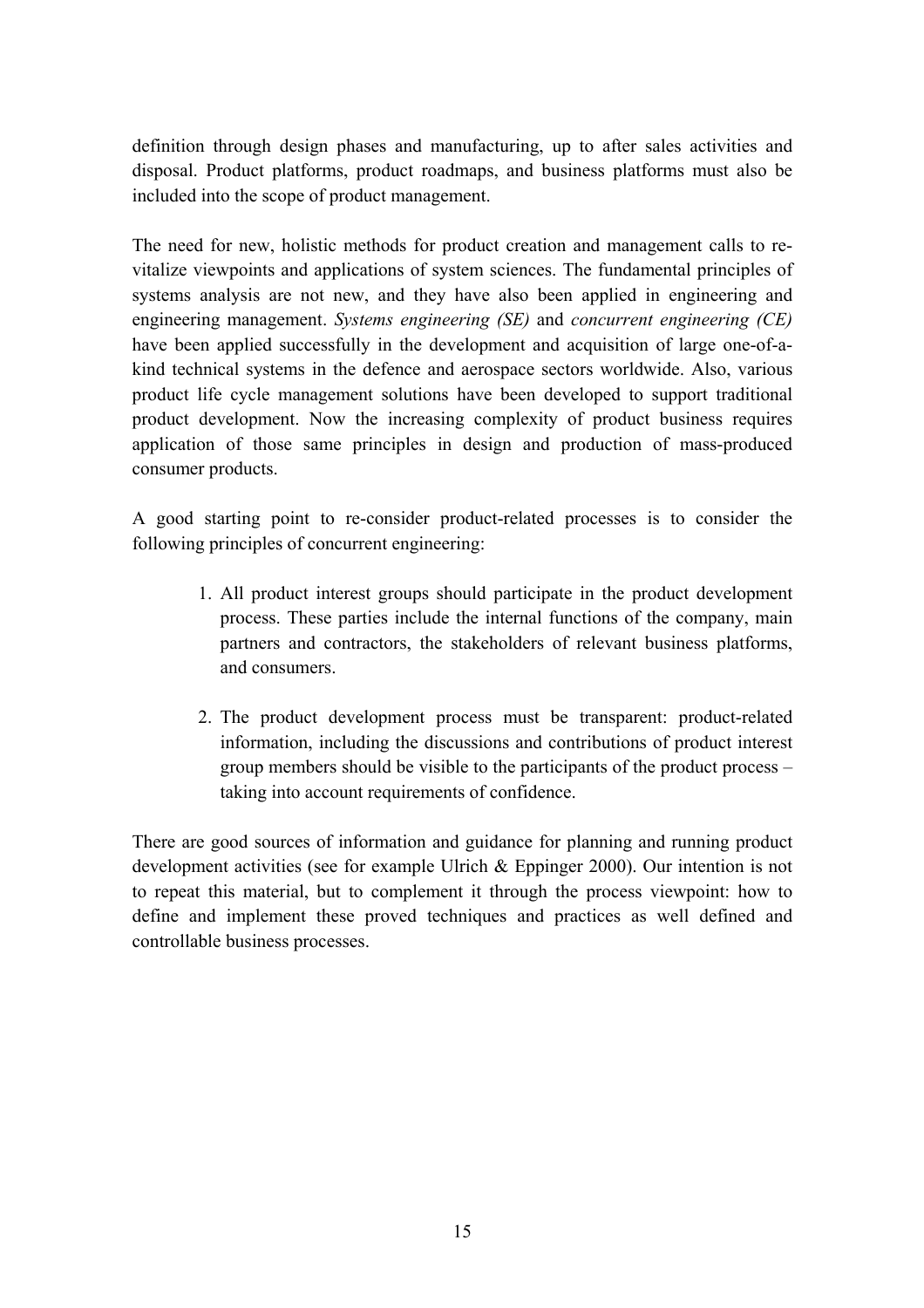definition through design phases and manufacturing, up to after sales activities and disposal. Product platforms, product roadmaps, and business platforms must also be included into the scope of product management.

The need for new, holistic methods for product creation and management calls to re-vitalize viewpoints and applications of system sciences. The fundamental principles of systems analysis are not new, and they have also been applied in engineering and engineering management. *Systems engineering (SE)* and *concurrent engineering (CE)* have been applied successfully in the development and acquisition of large one-of-a-kind technical systems in the defence and aerospace sectors worldwide. Also, various product life cycle management solutions have been developed to support traditional product development. Now the increasing complexity of product business requires application of those same principles in design and production of mass-produced consumer products.

A good starting point to re-consider product-related processes is to consider the following principles of concurrent engineering:

1. All product interest groups should participate in the product development process. These parties include the internal functions of the company, main partners and contractors, the stakeholders of relevant business platforms, and consumers.

2. The product development process must be transparent: product-related information, including the discussions and contributions of product interest group members should be visible to the participants of the product process – taking into account requirements of confidence.

There are good sources of information and guidance for planning and running product development activities (see for example Ulrich & Eppinger 2000). Our intention is not to repeat this material, but to complement it through the process viewpoint: how to define and implement these proved techniques and practices as well defined and controllable business processes.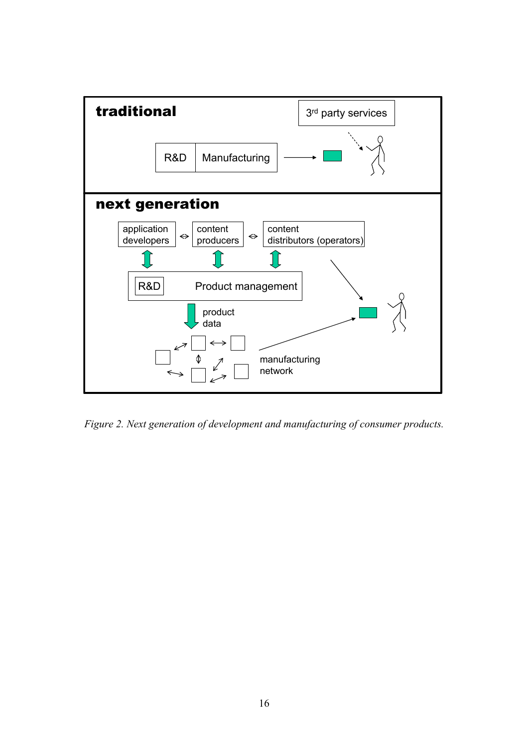traditional

3rd party services

R&D | Manufacturing

next generation

application developers ⇔ content producers ⇔ content distributors (operators)

R&D Product management

product data

manufacturing network

*Figure 2. Next generation of development and manufacturing of consumer products.*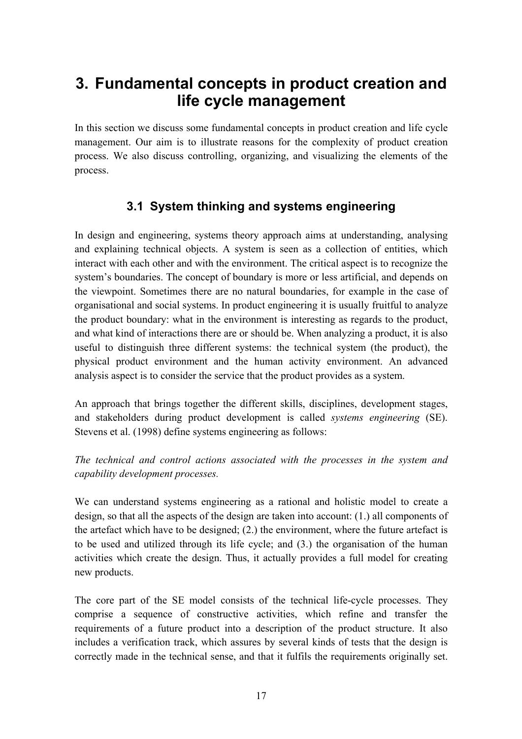# 3. Fundamental concepts in product creation and life cycle management

In this section we discuss some fundamental concepts in product creation and life cycle management. Our aim is to illustrate reasons for the complexity of product creation process. We also discuss controlling, organizing, and visualizing the elements of the process.

## 3.1 System thinking and systems engineering

In design and engineering, systems theory approach aims at understanding, analysing and explaining technical objects. A system is seen as a collection of entities, which interact with each other and with the environment. The critical aspect is to recognize the system's boundaries. The concept of boundary is more or less artificial, and depends on the viewpoint. Sometimes there are no natural boundaries, for example in the case of organisational and social systems. In product engineering it is usually fruitful to analyze the product boundary: what in the environment is interesting as regards to the product, and what kind of interactions there are or should be. When analyzing a product, it is also useful to distinguish three different systems: the technical system (the product), the physical product environment and the human activity environment. An advanced analysis aspect is to consider the service that the product provides as a system.

An approach that brings together the different skills, disciplines, development stages, and stakeholders during product development is called *systems engineering* (SE). Stevens et al. (1998) define systems engineering as follows:

*The technical and control actions associated with the processes in the system and capability development processes.*

We can understand systems engineering as a rational and holistic model to create a design, so that all the aspects of the design are taken into account: (1.) all components of the artefact which have to be designed; (2.) the environment, where the future artefact is to be used and utilized through its life cycle; and (3.) the organisation of the human activities which create the design. Thus, it actually provides a full model for creating new products.

The core part of the SE model consists of the technical life-cycle processes. They comprise a sequence of constructive activities, which refine and transfer the requirements of a future product into a description of the product structure. It also includes a verification track, which assures by several kinds of tests that the design is correctly made in the technical sense, and that it fulfils the requirements originally set.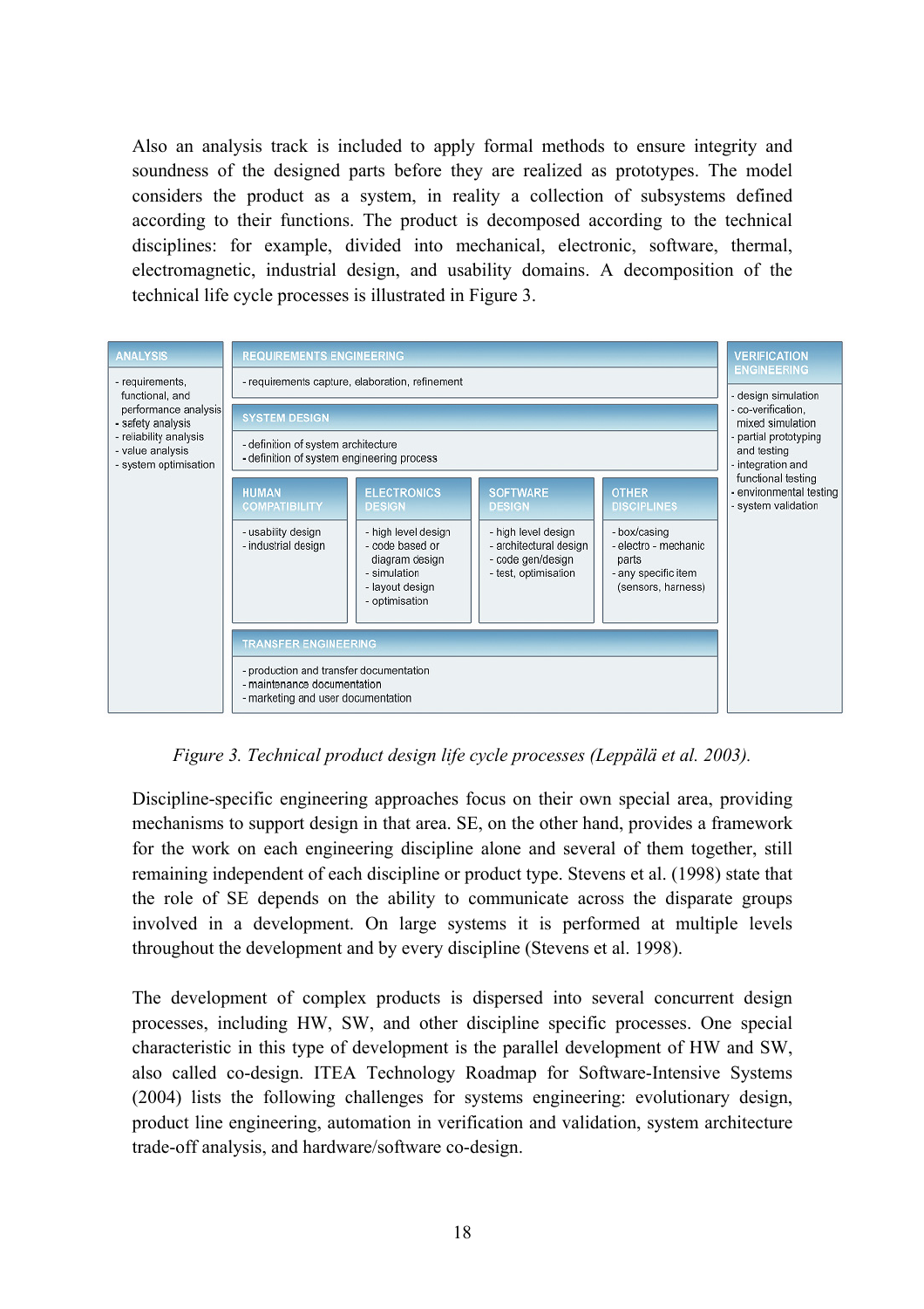Also an analysis track is included to apply formal methods to ensure integrity and soundness of the designed parts before they are realized as prototypes. The model considers the product as a system, in reality a collection of subsystems defined according to their functions. The product is decomposed according to the technical disciplines: for example, divided into mechanical, electronic, software, thermal, electromagnetic, industrial design, and usability domains. A decomposition of the technical life cycle processes is illustrated in Figure 3.

**ANALYSIS**
- requirements, functional, and performance analysis
- safety analysis
- reliability analysis
- value analysis
- system optimisation

**REQUIREMENTS ENGINEERING**
- requirements capture, elaboration, refinement

**SYSTEM DESIGN**
- definition of system architecture
- definition of system engineering process

**HUMAN COMPATIBILITY**
- usability design
- industrial design

**ELECTRONICS DESIGN**
- high level design
- code based or diagram design
- simulation
- layout design
- optimisation

**SOFTWARE DESIGN**
- high level design
- architectural design
- code gen/design
- test, optimisation

**OTHER DISCIPLINES**
- box/casing
- electro - mechanic parts
- any specific item (sensors, harness)

**TRANSFER ENGINEERING**
- production and transfer documentation
- maintenance documentation
- marketing and user documentation

**VERIFICATION ENGINEERING**
- design simulation
- co-verification, mixed simulation
- partial prototyping and testing
- integration and functional testing
- environmental testing
- system validation

*Figure 3. Technical product design life cycle processes (Leppälä et al. 2003).*

Discipline-specific engineering approaches focus on their own special area, providing mechanisms to support design in that area. SE, on the other hand, provides a framework for the work on each engineering discipline alone and several of them together, still remaining independent of each discipline or product type. Stevens et al. (1998) state that the role of SE depends on the ability to communicate across the disparate groups involved in a development. On large systems it is performed at multiple levels throughout the development and by every discipline (Stevens et al. 1998).

The development of complex products is dispersed into several concurrent design processes, including HW, SW, and other discipline specific processes. One special characteristic in this type of development is the parallel development of HW and SW, also called co-design. ITEA Technology Roadmap for Software-Intensive Systems (2004) lists the following challenges for systems engineering: evolutionary design, product line engineering, automation in verification and validation, system architecture trade-off analysis, and hardware/software co-design.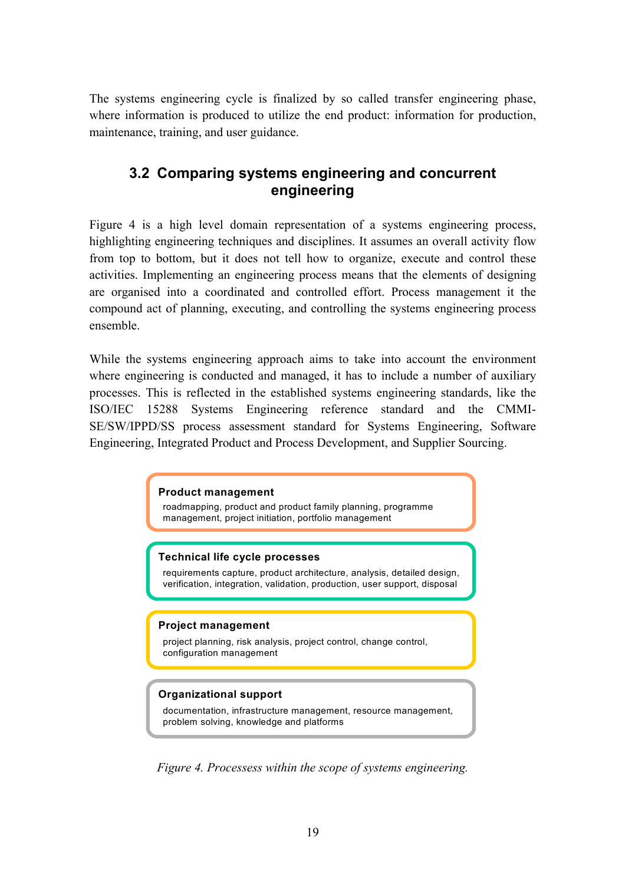The systems engineering cycle is finalized by so called transfer engineering phase, where information is produced to utilize the end product: information for production, maintenance, training, and user guidance.

## 3.2 Comparing systems engineering and concurrent engineering

Figure 4 is a high level domain representation of a systems engineering process, highlighting engineering techniques and disciplines. It assumes an overall activity flow from top to bottom, but it does not tell how to organize, execute and control these activities. Implementing an engineering process means that the elements of designing are organised into a coordinated and controlled effort. Process management it the compound act of planning, executing, and controlling the systems engineering process ensemble.

While the systems engineering approach aims to take into account the environment where engineering is conducted and managed, it has to include a number of auxiliary processes. This is reflected in the established systems engineering standards, like the ISO/IEC 15288 Systems Engineering reference standard and the CMMI-SE/SW/IPPD/SS process assessment standard for Systems Engineering, Software Engineering, Integrated Product and Process Development, and Supplier Sourcing.

**Product management**
roadmapping, product and product family planning, programme management, project initiation, portfolio management

**Technical life cycle processes**
requirements capture, product architecture, analysis, detailed design, verification, integration, validation, production, user support, disposal

**Project management**
project planning, risk analysis, project control, change control, configuration management

**Organizational support**
documentation, infrastructure management, resource management, problem solving, knowledge and platforms

*Figure 4. Processess within the scope of systems engineering.*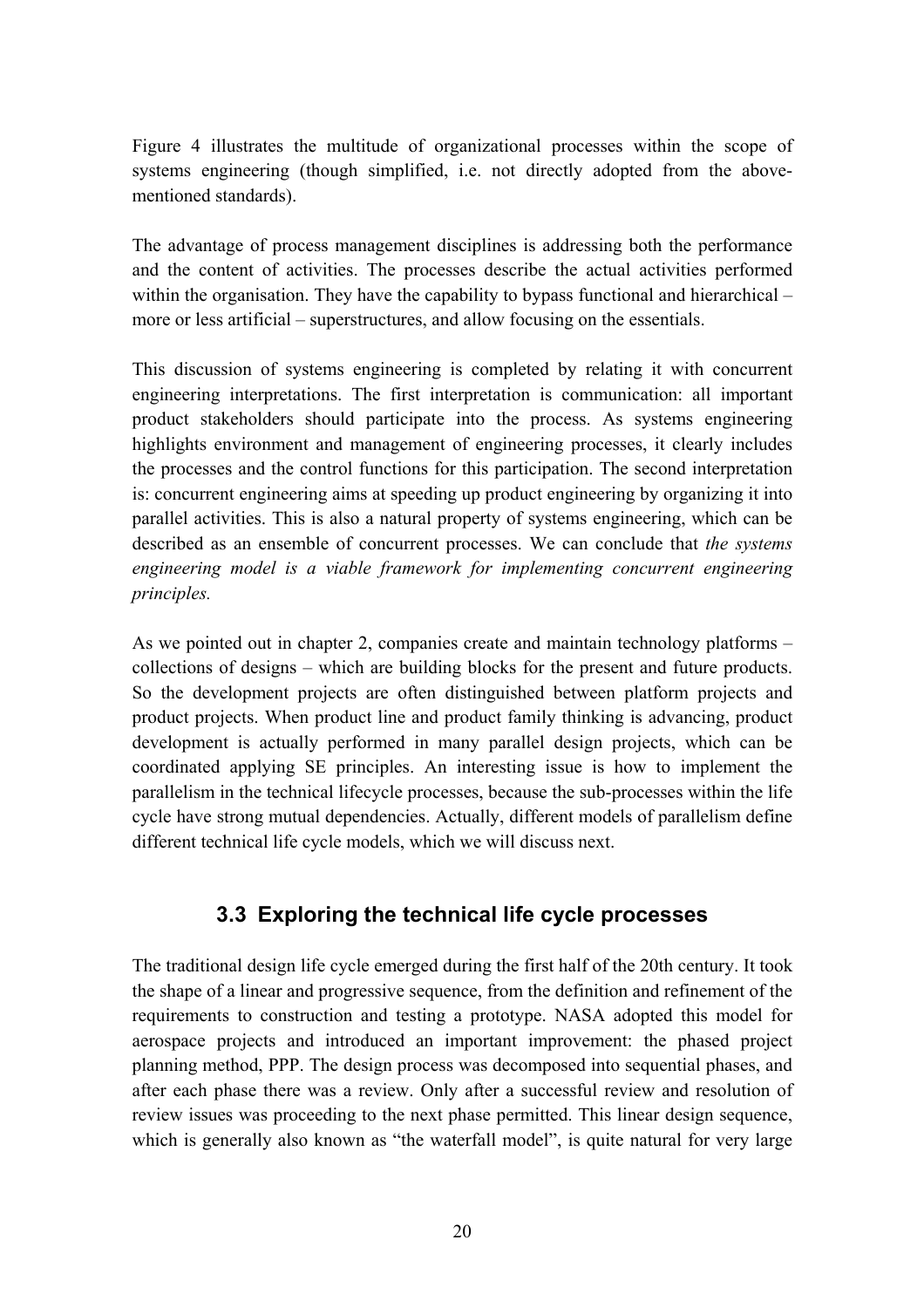Figure 4 illustrates the multitude of organizational processes within the scope of systems engineering (though simplified, i.e. not directly adopted from the above-mentioned standards).

The advantage of process management disciplines is addressing both the performance and the content of activities. The processes describe the actual activities performed within the organisation. They have the capability to bypass functional and hierarchical – more or less artificial – superstructures, and allow focusing on the essentials.

This discussion of systems engineering is completed by relating it with concurrent engineering interpretations. The first interpretation is communication: all important product stakeholders should participate into the process. As systems engineering highlights environment and management of engineering processes, it clearly includes the processes and the control functions for this participation. The second interpretation is: concurrent engineering aims at speeding up product engineering by organizing it into parallel activities. This is also a natural property of systems engineering, which can be described as an ensemble of concurrent processes. We can conclude that *the systems engineering model is a viable framework for implementing concurrent engineering principles.*

As we pointed out in chapter 2, companies create and maintain technology platforms – collections of designs – which are building blocks for the present and future products. So the development projects are often distinguished between platform projects and product projects. When product line and product family thinking is advancing, product development is actually performed in many parallel design projects, which can be coordinated applying SE principles. An interesting issue is how to implement the parallelism in the technical lifecycle processes, because the sub-processes within the life cycle have strong mutual dependencies. Actually, different models of parallelism define different technical life cycle models, which we will discuss next.

## 3.3 Exploring the technical life cycle processes

The traditional design life cycle emerged during the first half of the 20th century. It took the shape of a linear and progressive sequence, from the definition and refinement of the requirements to construction and testing a prototype. NASA adopted this model for aerospace projects and introduced an important improvement: the phased project planning method, PPP. The design process was decomposed into sequential phases, and after each phase there was a review. Only after a successful review and resolution of review issues was proceeding to the next phase permitted. This linear design sequence, which is generally also known as "the waterfall model", is quite natural for very large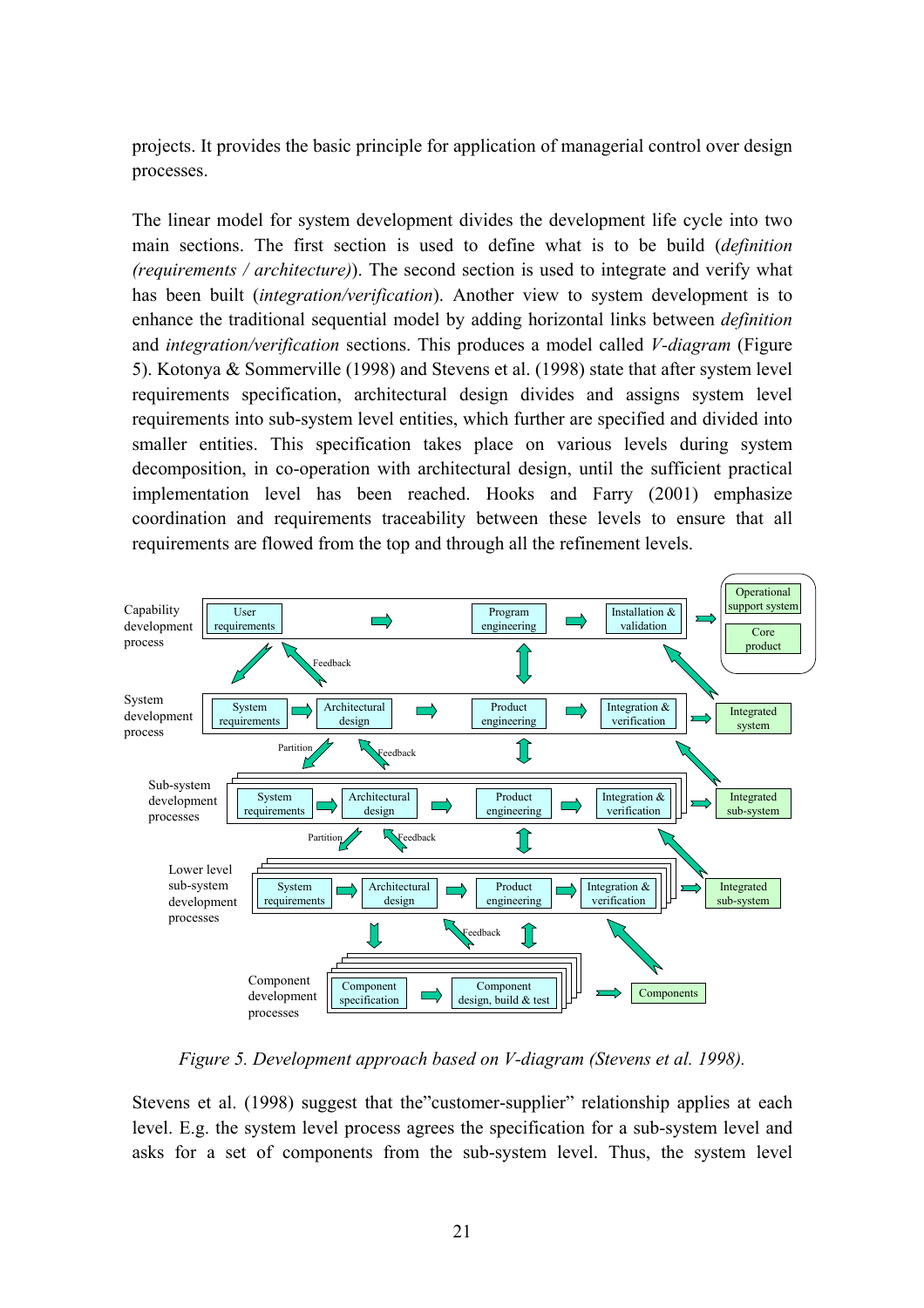projects. It provides the basic principle for application of managerial control over design processes.

The linear model for system development divides the development life cycle into two main sections. The first section is used to define what is to be build (*definition (requirements / architecture)*). The second section is used to integrate and verify what has been built (*integration/verification*). Another view to system development is to enhance the traditional sequential model by adding horizontal links between *definition* and *integration/verification* sections. This produces a model called *V-diagram* (Figure 5). Kotonya & Sommerville (1998) and Stevens et al. (1998) state that after system level requirements specification, architectural design divides and assigns system level requirements into sub-system level entities, which further are specified and divided into smaller entities. This specification takes place on various levels during system decomposition, in co-operation with architectural design, until the sufficient practical implementation level has been reached. Hooks and Farry (2001) emphasize coordination and requirements traceability between these levels to ensure that all requirements are flowed from the top and through all the refinement levels.

*Figure 5. Development approach based on V-diagram (Stevens et al. 1998).*

Stevens et al. (1998) suggest that the"customer-supplier" relationship applies at each level. E.g. the system level process agrees the specification for a sub-system level and asks for a set of components from the sub-system level. Thus, the system level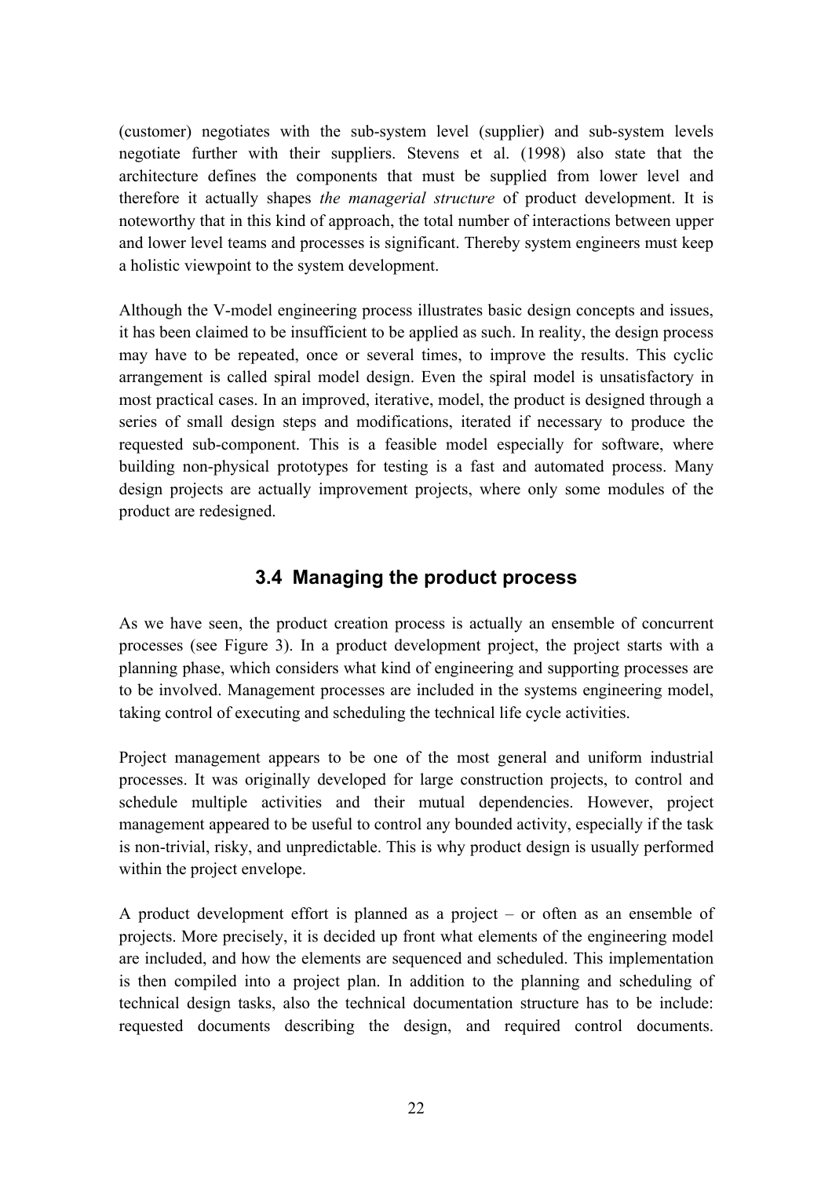(customer) negotiates with the sub-system level (supplier) and sub-system levels negotiate further with their suppliers. Stevens et al. (1998) also state that the architecture defines the components that must be supplied from lower level and therefore it actually shapes *the managerial structure* of product development. It is noteworthy that in this kind of approach, the total number of interactions between upper and lower level teams and processes is significant. Thereby system engineers must keep a holistic viewpoint to the system development.

Although the V-model engineering process illustrates basic design concepts and issues, it has been claimed to be insufficient to be applied as such. In reality, the design process may have to be repeated, once or several times, to improve the results. This cyclic arrangement is called spiral model design. Even the spiral model is unsatisfactory in most practical cases. In an improved, iterative, model, the product is designed through a series of small design steps and modifications, iterated if necessary to produce the requested sub-component. This is a feasible model especially for software, where building non-physical prototypes for testing is a fast and automated process. Many design projects are actually improvement projects, where only some modules of the product are redesigned.

## 3.4 Managing the product process

As we have seen, the product creation process is actually an ensemble of concurrent processes (see Figure 3). In a product development project, the project starts with a planning phase, which considers what kind of engineering and supporting processes are to be involved. Management processes are included in the systems engineering model, taking control of executing and scheduling the technical life cycle activities.

Project management appears to be one of the most general and uniform industrial processes. It was originally developed for large construction projects, to control and schedule multiple activities and their mutual dependencies. However, project management appeared to be useful to control any bounded activity, especially if the task is non-trivial, risky, and unpredictable. This is why product design is usually performed within the project envelope.

A product development effort is planned as a project – or often as an ensemble of projects. More precisely, it is decided up front what elements of the engineering model are included, and how the elements are sequenced and scheduled. This implementation is then compiled into a project plan. In addition to the planning and scheduling of technical design tasks, also the technical documentation structure has to be include: requested documents describing the design, and required control documents.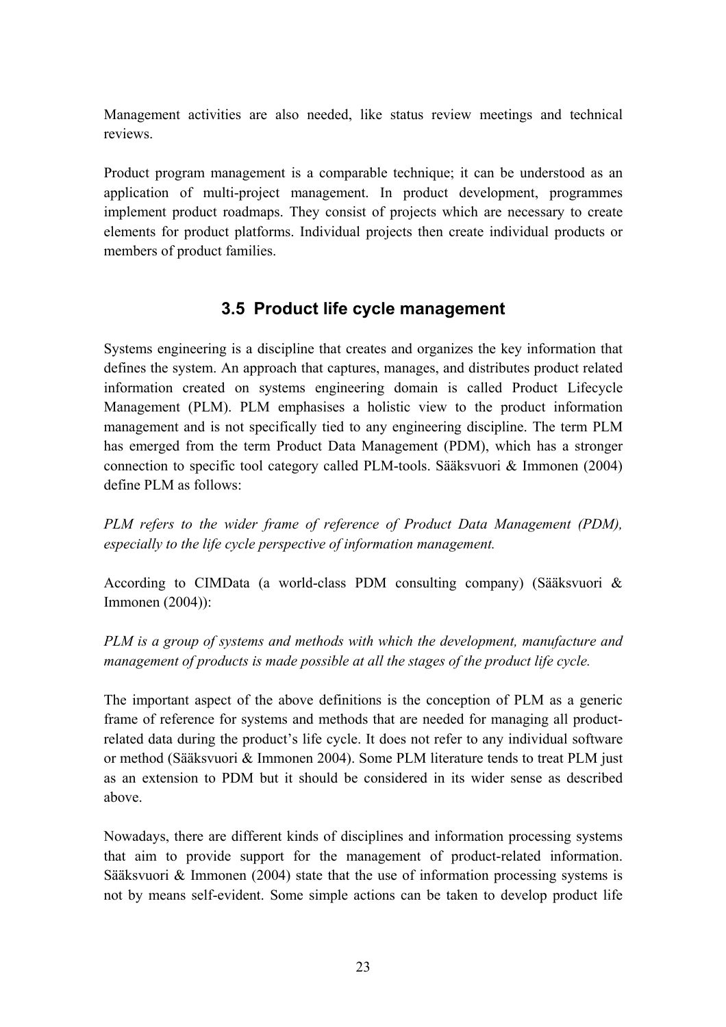Management activities are also needed, like status review meetings and technical reviews.

Product program management is a comparable technique; it can be understood as an application of multi-project management. In product development, programmes implement product roadmaps. They consist of projects which are necessary to create elements for product platforms. Individual projects then create individual products or members of product families.

## 3.5 Product life cycle management

Systems engineering is a discipline that creates and organizes the key information that defines the system. An approach that captures, manages, and distributes product related information created on systems engineering domain is called Product Lifecycle Management (PLM). PLM emphasises a holistic view to the product information management and is not specifically tied to any engineering discipline. The term PLM has emerged from the term Product Data Management (PDM), which has a stronger connection to specific tool category called PLM-tools. Sääksvuori & Immonen (2004) define PLM as follows:

*PLM refers to the wider frame of reference of Product Data Management (PDM), especially to the life cycle perspective of information management.*

According to CIMData (a world-class PDM consulting company) (Sääksvuori & Immonen (2004)):

*PLM is a group of systems and methods with which the development, manufacture and management of products is made possible at all the stages of the product life cycle.*

The important aspect of the above definitions is the conception of PLM as a generic frame of reference for systems and methods that are needed for managing all product-related data during the product's life cycle. It does not refer to any individual software or method (Sääksvuori & Immonen 2004). Some PLM literature tends to treat PLM just as an extension to PDM but it should be considered in its wider sense as described above.

Nowadays, there are different kinds of disciplines and information processing systems that aim to provide support for the management of product-related information. Sääksvuori & Immonen (2004) state that the use of information processing systems is not by means self-evident. Some simple actions can be taken to develop product life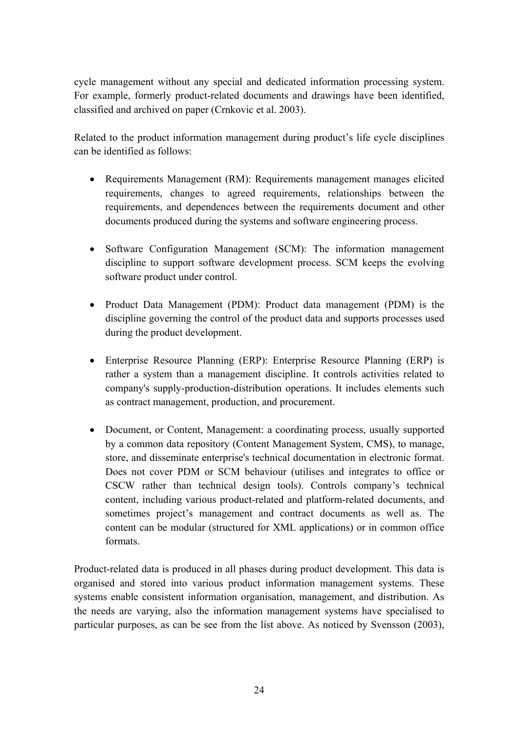cycle management without any special and dedicated information processing system. For example, formerly product-related documents and drawings have been identified, classified and archived on paper (Crnkovic et al. 2003).

Related to the product information management during product's life cycle disciplines can be identified as follows:

- Requirements Management (RM): Requirements management manages elicited requirements, changes to agreed requirements, relationships between the requirements, and dependences between the requirements document and other documents produced during the systems and software engineering process.

- Software Configuration Management (SCM): The information management discipline to support software development process. SCM keeps the evolving software product under control.

- Product Data Management (PDM): Product data management (PDM) is the discipline governing the control of the product data and supports processes used during the product development.

- Enterprise Resource Planning (ERP): Enterprise Resource Planning (ERP) is rather a system than a management discipline. It controls activities related to company's supply-production-distribution operations. It includes elements such as contract management, production, and procurement.

- Document, or Content, Management: a coordinating process, usually supported by a common data repository (Content Management System, CMS), to manage, store, and disseminate enterprise's technical documentation in electronic format. Does not cover PDM or SCM behaviour (utilises and integrates to office or CSCW rather than technical design tools). Controls company's technical content, including various product-related and platform-related documents, and sometimes project's management and contract documents as well as. The content can be modular (structured for XML applications) or in common office formats.

Product-related data is produced in all phases during product development. This data is organised and stored into various product information management systems. These systems enable consistent information organisation, management, and distribution. As the needs are varying, also the information management systems have specialised to particular purposes, as can be see from the list above. As noticed by Svensson (2003),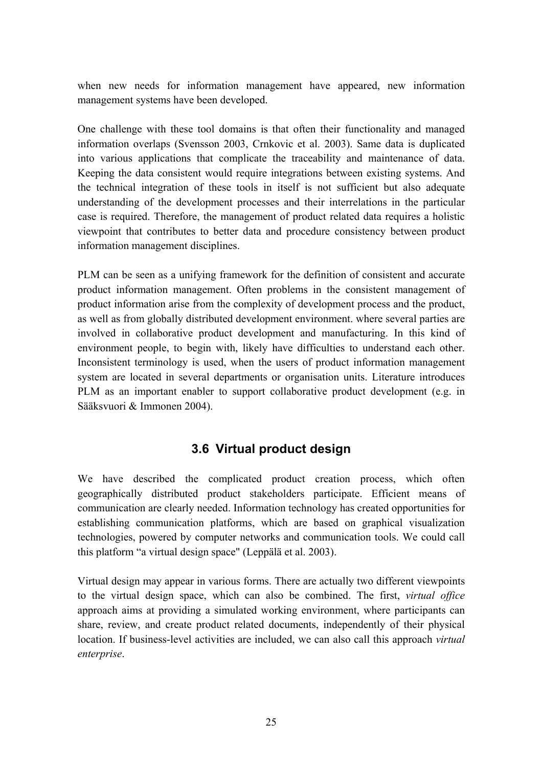when new needs for information management have appeared, new information management systems have been developed.

One challenge with these tool domains is that often their functionality and managed information overlaps (Svensson 2003, Crnkovic et al. 2003). Same data is duplicated into various applications that complicate the traceability and maintenance of data. Keeping the data consistent would require integrations between existing systems. And the technical integration of these tools in itself is not sufficient but also adequate understanding of the development processes and their interrelations in the particular case is required. Therefore, the management of product related data requires a holistic viewpoint that contributes to better data and procedure consistency between product information management disciplines.

PLM can be seen as a unifying framework for the definition of consistent and accurate product information management. Often problems in the consistent management of product information arise from the complexity of development process and the product, as well as from globally distributed development environment. where several parties are involved in collaborative product development and manufacturing. In this kind of environment people, to begin with, likely have difficulties to understand each other. Inconsistent terminology is used, when the users of product information management system are located in several departments or organisation units. Literature introduces PLM as an important enabler to support collaborative product development (e.g. in Sääksvuori & Immonen 2004).

## 3.6 Virtual product design

We have described the complicated product creation process, which often geographically distributed product stakeholders participate. Efficient means of communication are clearly needed. Information technology has created opportunities for establishing communication platforms, which are based on graphical visualization technologies, powered by computer networks and communication tools. We could call this platform "a virtual design space" (Leppälä et al. 2003).

Virtual design may appear in various forms. There are actually two different viewpoints to the virtual design space, which can also be combined. The first, *virtual office* approach aims at providing a simulated working environment, where participants can share, review, and create product related documents, independently of their physical location. If business-level activities are included, we can also call this approach *virtual enterprise*.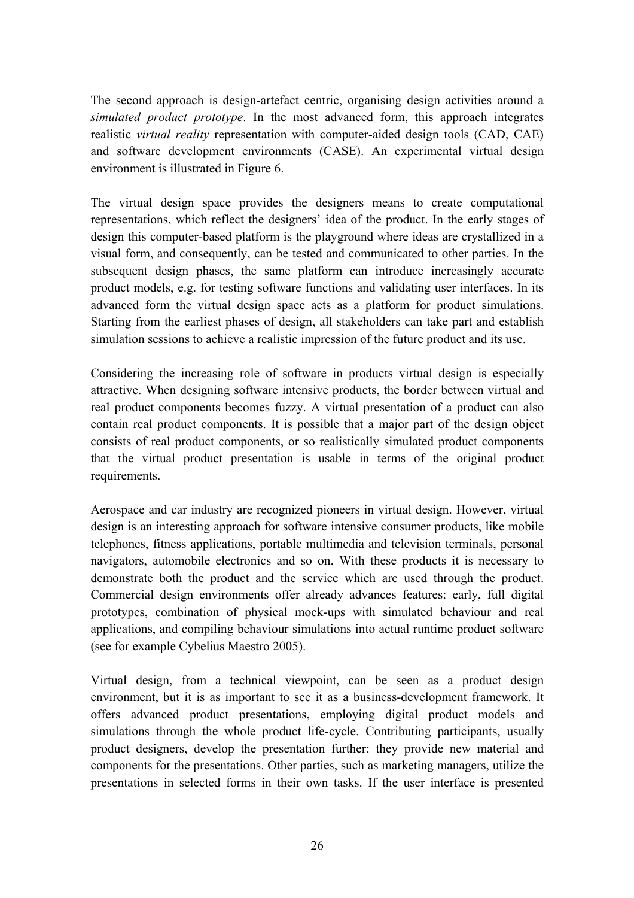The second approach is design-artefact centric, organising design activities around a *simulated product prototype*. In the most advanced form, this approach integrates realistic *virtual reality* representation with computer-aided design tools (CAD, CAE) and software development environments (CASE). An experimental virtual design environment is illustrated in Figure 6.

The virtual design space provides the designers means to create computational representations, which reflect the designers' idea of the product. In the early stages of design this computer-based platform is the playground where ideas are crystallized in a visual form, and consequently, can be tested and communicated to other parties. In the subsequent design phases, the same platform can introduce increasingly accurate product models, e.g. for testing software functions and validating user interfaces. In its advanced form the virtual design space acts as a platform for product simulations. Starting from the earliest phases of design, all stakeholders can take part and establish simulation sessions to achieve a realistic impression of the future product and its use.

Considering the increasing role of software in products virtual design is especially attractive. When designing software intensive products, the border between virtual and real product components becomes fuzzy. A virtual presentation of a product can also contain real product components. It is possible that a major part of the design object consists of real product components, or so realistically simulated product components that the virtual product presentation is usable in terms of the original product requirements.

Aerospace and car industry are recognized pioneers in virtual design. However, virtual design is an interesting approach for software intensive consumer products, like mobile telephones, fitness applications, portable multimedia and television terminals, personal navigators, automobile electronics and so on. With these products it is necessary to demonstrate both the product and the service which are used through the product. Commercial design environments offer already advances features: early, full digital prototypes, combination of physical mock-ups with simulated behaviour and real applications, and compiling behaviour simulations into actual runtime product software (see for example Cybelius Maestro 2005).

Virtual design, from a technical viewpoint, can be seen as a product design environment, but it is as important to see it as a business-development framework. It offers advanced product presentations, employing digital product models and simulations through the whole product life-cycle. Contributing participants, usually product designers, develop the presentation further: they provide new material and components for the presentations. Other parties, such as marketing managers, utilize the presentations in selected forms in their own tasks. If the user interface is presented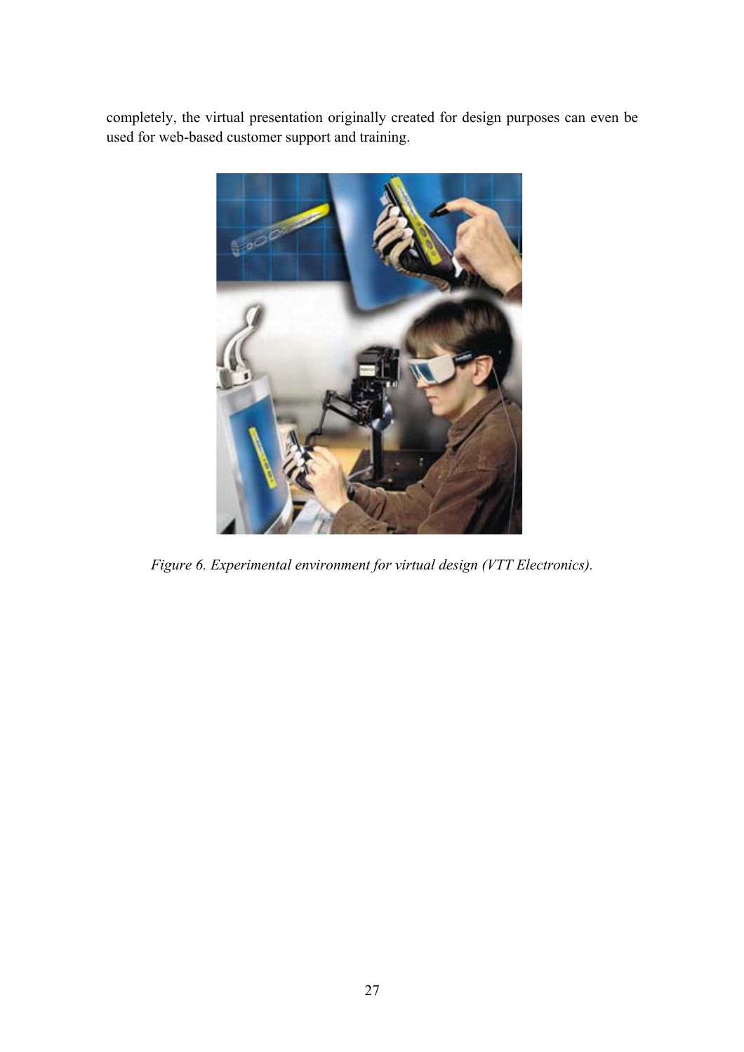completely, the virtual presentation originally created for design purposes can even be used for web-based customer support and training.

*Figure 6. Experimental environment for virtual design (VTT Electronics).*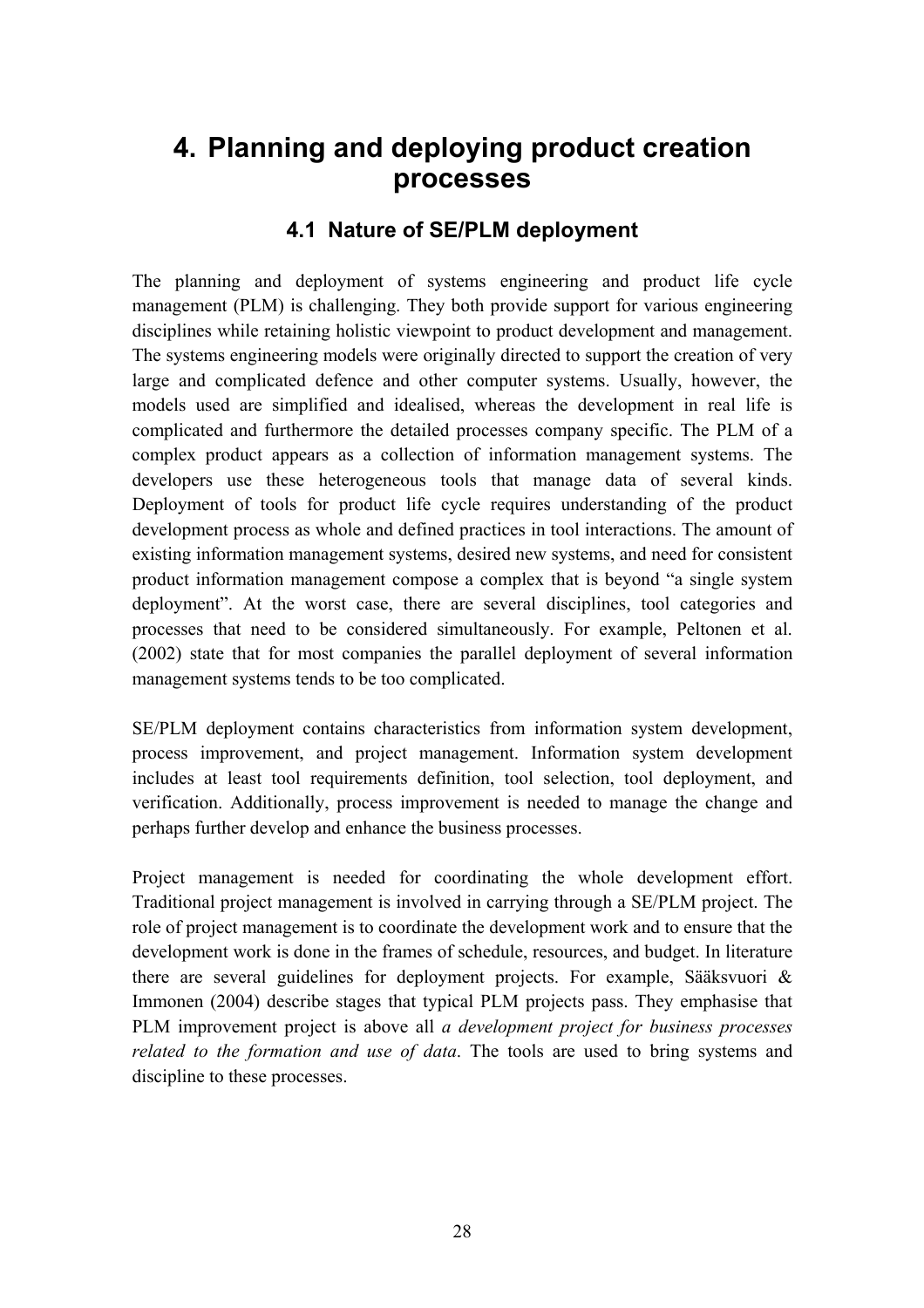# 4. Planning and deploying product creation processes

## 4.1 Nature of SE/PLM deployment

The planning and deployment of systems engineering and product life cycle management (PLM) is challenging. They both provide support for various engineering disciplines while retaining holistic viewpoint to product development and management. The systems engineering models were originally directed to support the creation of very large and complicated defence and other computer systems. Usually, however, the models used are simplified and idealised, whereas the development in real life is complicated and furthermore the detailed processes company specific. The PLM of a complex product appears as a collection of information management systems. The developers use these heterogeneous tools that manage data of several kinds. Deployment of tools for product life cycle requires understanding of the product development process as whole and defined practices in tool interactions. The amount of existing information management systems, desired new systems, and need for consistent product information management compose a complex that is beyond "a single system deployment". At the worst case, there are several disciplines, tool categories and processes that need to be considered simultaneously. For example, Peltonen et al. (2002) state that for most companies the parallel deployment of several information management systems tends to be too complicated.

SE/PLM deployment contains characteristics from information system development, process improvement, and project management. Information system development includes at least tool requirements definition, tool selection, tool deployment, and verification. Additionally, process improvement is needed to manage the change and perhaps further develop and enhance the business processes.

Project management is needed for coordinating the whole development effort. Traditional project management is involved in carrying through a SE/PLM project. The role of project management is to coordinate the development work and to ensure that the development work is done in the frames of schedule, resources, and budget. In literature there are several guidelines for deployment projects. For example, Sääksvuori & Immonen (2004) describe stages that typical PLM projects pass. They emphasise that PLM improvement project is above all *a development project for business processes related to the formation and use of data*. The tools are used to bring systems and discipline to these processes.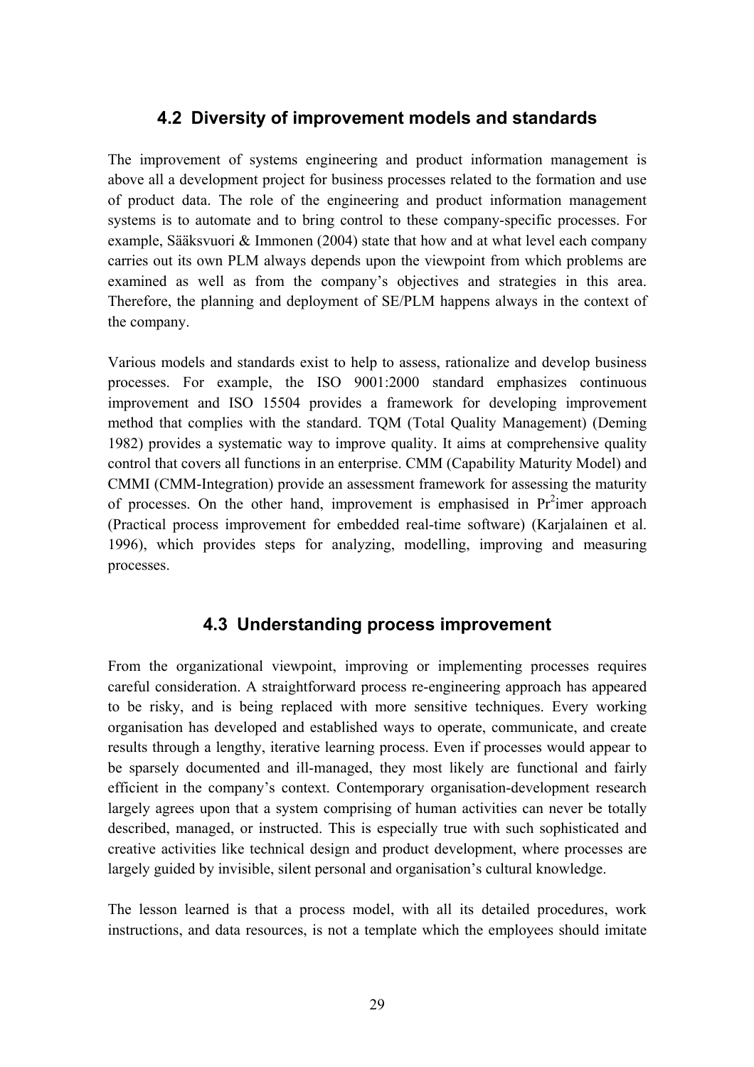## 4.2 Diversity of improvement models and standards

The improvement of systems engineering and product information management is above all a development project for business processes related to the formation and use of product data. The role of the engineering and product information management systems is to automate and to bring control to these company-specific processes. For example, Sääksvuori & Immonen (2004) state that how and at what level each company carries out its own PLM always depends upon the viewpoint from which problems are examined as well as from the company's objectives and strategies in this area. Therefore, the planning and deployment of SE/PLM happens always in the context of the company.

Various models and standards exist to help to assess, rationalize and develop business processes. For example, the ISO 9001:2000 standard emphasizes continuous improvement and ISO 15504 provides a framework for developing improvement method that complies with the standard. TQM (Total Quality Management) (Deming 1982) provides a systematic way to improve quality. It aims at comprehensive quality control that covers all functions in an enterprise. CMM (Capability Maturity Model) and CMMI (CMM-Integration) provide an assessment framework for assessing the maturity of processes. On the other hand, improvement is emphasised in Pr$^2$imer approach (Practical process improvement for embedded real-time software) (Karjalainen et al. 1996), which provides steps for analyzing, modelling, improving and measuring processes.

## 4.3 Understanding process improvement

From the organizational viewpoint, improving or implementing processes requires careful consideration. A straightforward process re-engineering approach has appeared to be risky, and is being replaced with more sensitive techniques. Every working organisation has developed and established ways to operate, communicate, and create results through a lengthy, iterative learning process. Even if processes would appear to be sparsely documented and ill-managed, they most likely are functional and fairly efficient in the company's context. Contemporary organisation-development research largely agrees upon that a system comprising of human activities can never be totally described, managed, or instructed. This is especially true with such sophisticated and creative activities like technical design and product development, where processes are largely guided by invisible, silent personal and organisation's cultural knowledge.

The lesson learned is that a process model, with all its detailed procedures, work instructions, and data resources, is not a template which the employees should imitate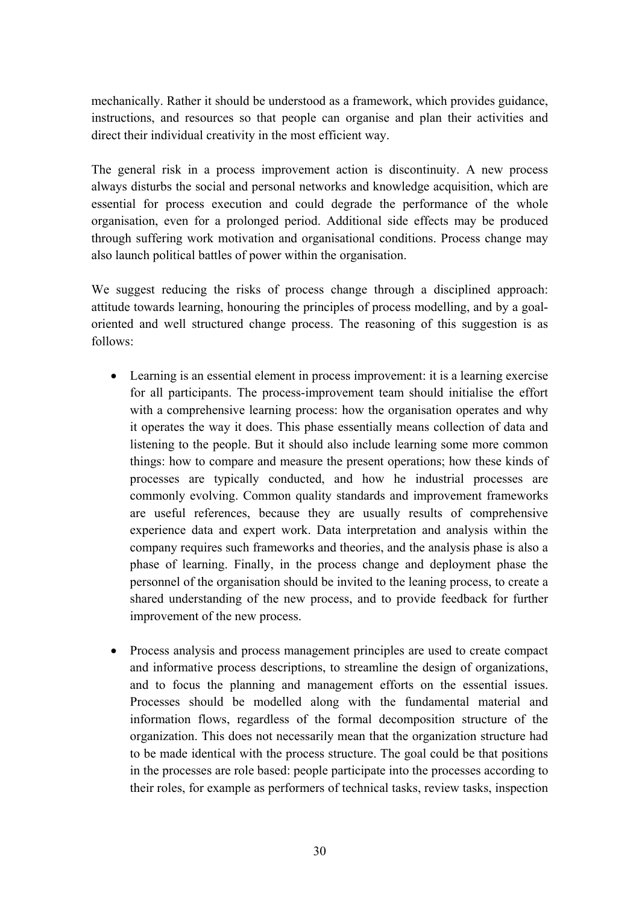mechanically. Rather it should be understood as a framework, which provides guidance, instructions, and resources so that people can organise and plan their activities and direct their individual creativity in the most efficient way.

The general risk in a process improvement action is discontinuity. A new process always disturbs the social and personal networks and knowledge acquisition, which are essential for process execution and could degrade the performance of the whole organisation, even for a prolonged period. Additional side effects may be produced through suffering work motivation and organisational conditions. Process change may also launch political battles of power within the organisation.

We suggest reducing the risks of process change through a disciplined approach: attitude towards learning, honouring the principles of process modelling, and by a goal-oriented and well structured change process. The reasoning of this suggestion is as follows:

- Learning is an essential element in process improvement: it is a learning exercise for all participants. The process-improvement team should initialise the effort with a comprehensive learning process: how the organisation operates and why it operates the way it does. This phase essentially means collection of data and listening to the people. But it should also include learning some more common things: how to compare and measure the present operations; how these kinds of processes are typically conducted, and how he industrial processes are commonly evolving. Common quality standards and improvement frameworks are useful references, because they are usually results of comprehensive experience data and expert work. Data interpretation and analysis within the company requires such frameworks and theories, and the analysis phase is also a phase of learning. Finally, in the process change and deployment phase the personnel of the organisation should be invited to the leaning process, to create a shared understanding of the new process, and to provide feedback for further improvement of the new process.

- Process analysis and process management principles are used to create compact and informative process descriptions, to streamline the design of organizations, and to focus the planning and management efforts on the essential issues. Processes should be modelled along with the fundamental material and information flows, regardless of the formal decomposition structure of the organization. This does not necessarily mean that the organization structure had to be made identical with the process structure. The goal could be that positions in the processes are role based: people participate into the processes according to their roles, for example as performers of technical tasks, review tasks, inspection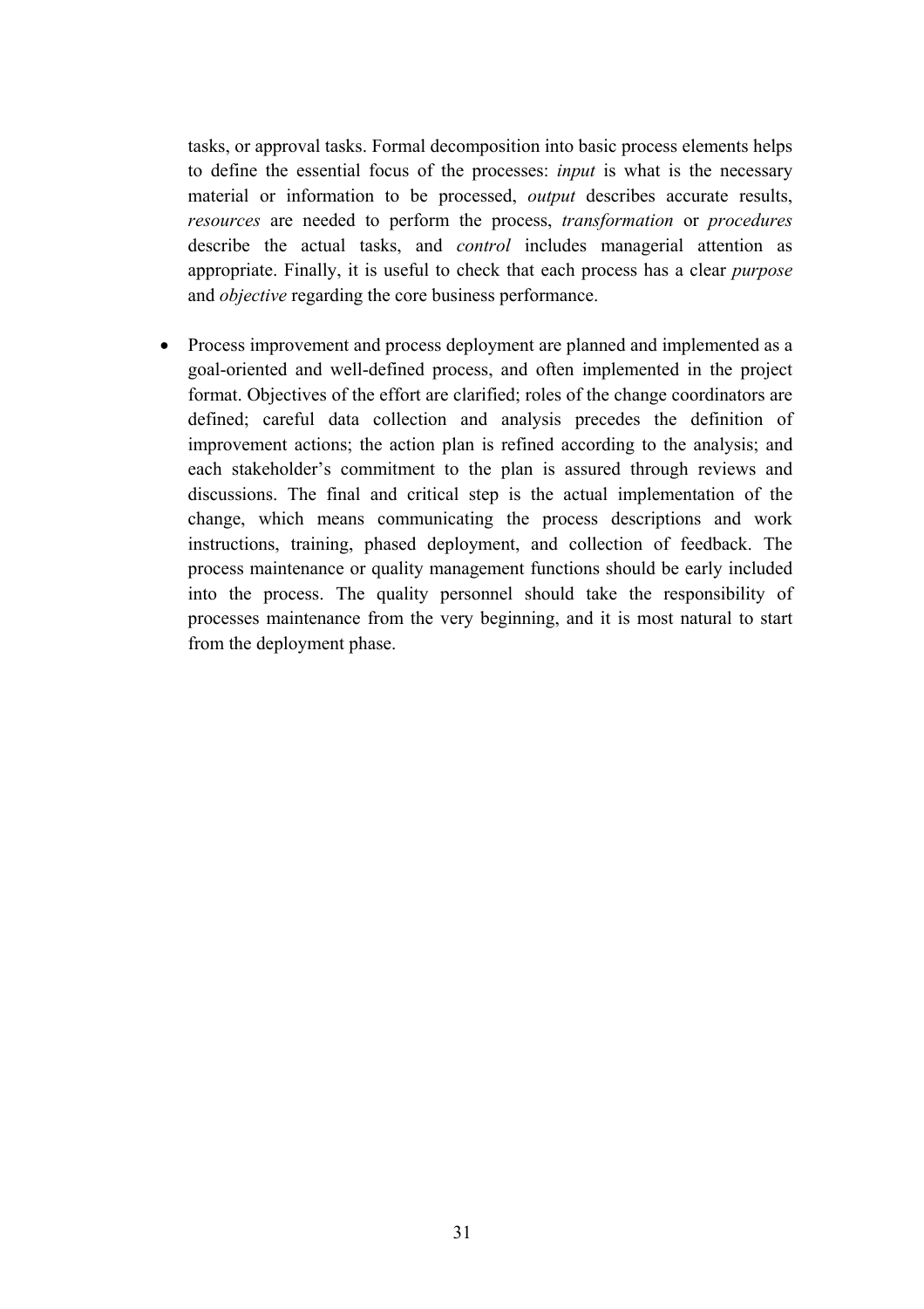tasks, or approval tasks. Formal decomposition into basic process elements helps to define the essential focus of the processes: *input* is what is the necessary material or information to be processed, *output* describes accurate results, *resources* are needed to perform the process, *transformation* or *procedures* describe the actual tasks, and *control* includes managerial attention as appropriate. Finally, it is useful to check that each process has a clear *purpose* and *objective* regarding the core business performance.

- Process improvement and process deployment are planned and implemented as a goal-oriented and well-defined process, and often implemented in the project format. Objectives of the effort are clarified; roles of the change coordinators are defined; careful data collection and analysis precedes the definition of improvement actions; the action plan is refined according to the analysis; and each stakeholder's commitment to the plan is assured through reviews and discussions. The final and critical step is the actual implementation of the change, which means communicating the process descriptions and work instructions, training, phased deployment, and collection of feedback. The process maintenance or quality management functions should be early included into the process. The quality personnel should take the responsibility of processes maintenance from the very beginning, and it is most natural to start from the deployment phase.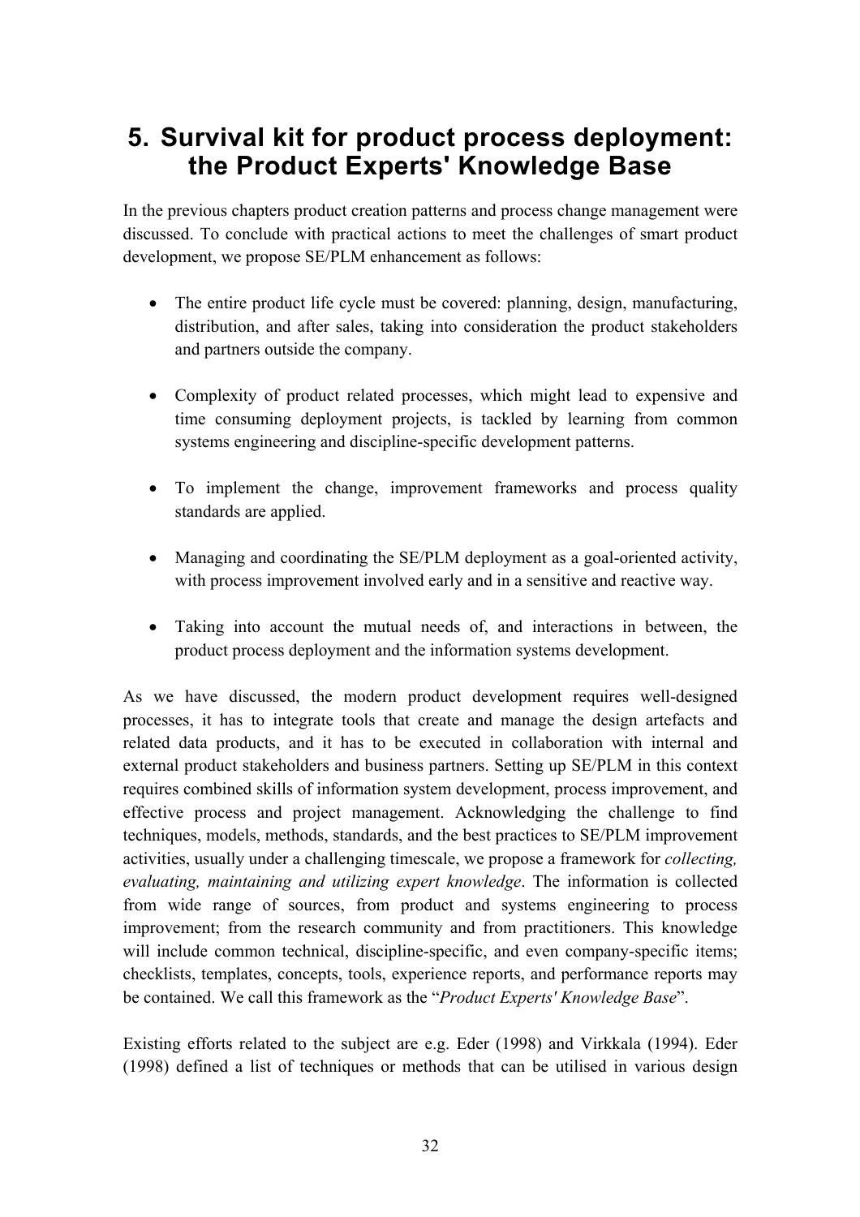# 5. Survival kit for product process deployment: the Product Experts' Knowledge Base

In the previous chapters product creation patterns and process change management were discussed. To conclude with practical actions to meet the challenges of smart product development, we propose SE/PLM enhancement as follows:

- The entire product life cycle must be covered: planning, design, manufacturing, distribution, and after sales, taking into consideration the product stakeholders and partners outside the company.
- Complexity of product related processes, which might lead to expensive and time consuming deployment projects, is tackled by learning from common systems engineering and discipline-specific development patterns.
- To implement the change, improvement frameworks and process quality standards are applied.
- Managing and coordinating the SE/PLM deployment as a goal-oriented activity, with process improvement involved early and in a sensitive and reactive way.
- Taking into account the mutual needs of, and interactions in between, the product process deployment and the information systems development.

As we have discussed, the modern product development requires well-designed processes, it has to integrate tools that create and manage the design artefacts and related data products, and it has to be executed in collaboration with internal and external product stakeholders and business partners. Setting up SE/PLM in this context requires combined skills of information system development, process improvement, and effective process and project management. Acknowledging the challenge to find techniques, models, methods, standards, and the best practices to SE/PLM improvement activities, usually under a challenging timescale, we propose a framework for *collecting, evaluating, maintaining and utilizing expert knowledge*. The information is collected from wide range of sources, from product and systems engineering to process improvement; from the research community and from practitioners. This knowledge will include common technical, discipline-specific, and even company-specific items; checklists, templates, concepts, tools, experience reports, and performance reports may be contained. We call this framework as the "*Product Experts' Knowledge Base*".

Existing efforts related to the subject are e.g. Eder (1998) and Virkkala (1994). Eder (1998) defined a list of techniques or methods that can be utilised in various design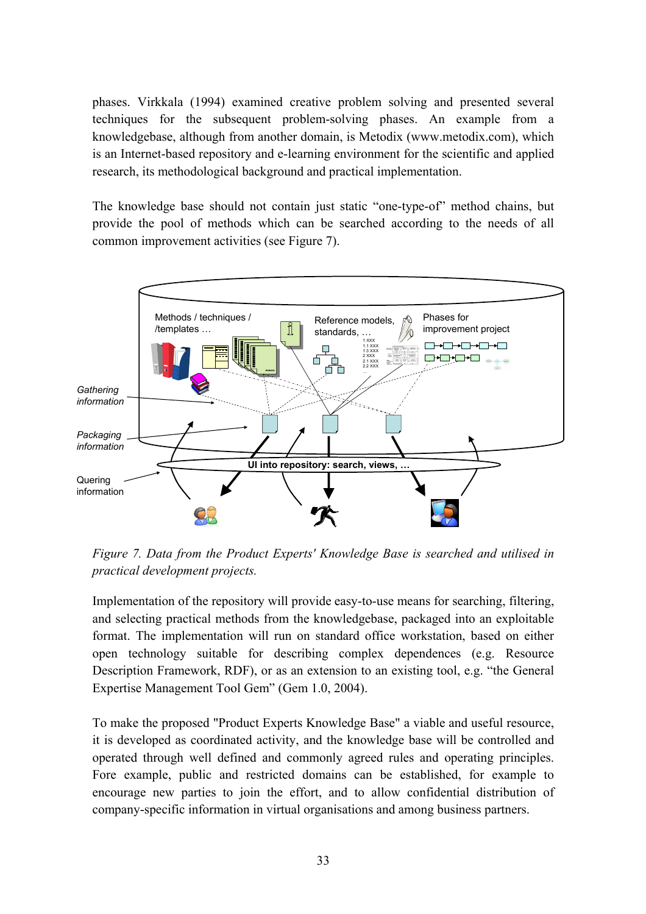phases. Virkkala (1994) examined creative problem solving and presented several techniques for the subsequent problem-solving phases. An example from a knowledgebase, although from another domain, is Metodix (www.metodix.com), which is an Internet-based repository and e-learning environment for the scientific and applied research, its methodological background and practical implementation.

The knowledge base should not contain just static "one-type-of" method chains, but provide the pool of methods which can be searched according to the needs of all common improvement activities (see Figure 7).

*Figure 7. Data from the Product Experts' Knowledge Base is searched and utilised in practical development projects.*

Implementation of the repository will provide easy-to-use means for searching, filtering, and selecting practical methods from the knowledgebase, packaged into an exploitable format. The implementation will run on standard office workstation, based on either open technology suitable for describing complex dependences (e.g. Resource Description Framework, RDF), or as an extension to an existing tool, e.g. "the General Expertise Management Tool Gem" (Gem 1.0, 2004).

To make the proposed "Product Experts Knowledge Base" a viable and useful resource, it is developed as coordinated activity, and the knowledge base will be controlled and operated through well defined and commonly agreed rules and operating principles. Fore example, public and restricted domains can be established, for example to encourage new parties to join the effort, and to allow confidential distribution of company-specific information in virtual organisations and among business partners.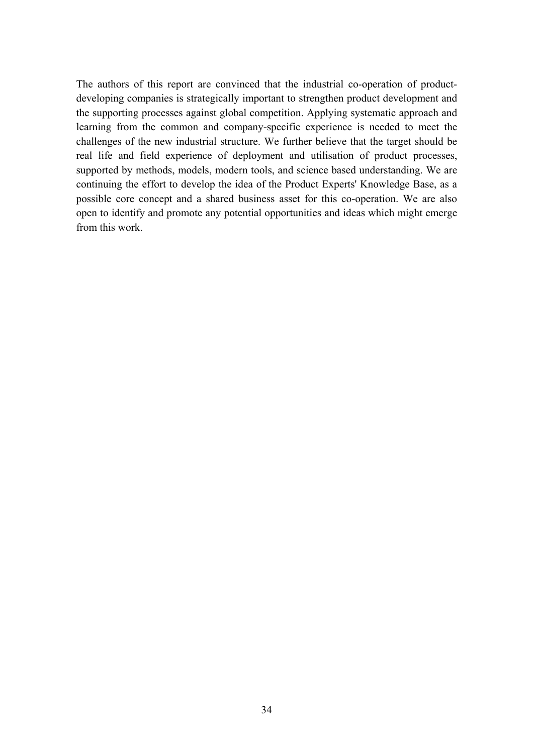The authors of this report are convinced that the industrial co-operation of product-developing companies is strategically important to strengthen product development and the supporting processes against global competition. Applying systematic approach and learning from the common and company-specific experience is needed to meet the challenges of the new industrial structure. We further believe that the target should be real life and field experience of deployment and utilisation of product processes, supported by methods, models, modern tools, and science based understanding. We are continuing the effort to develop the idea of the Product Experts' Knowledge Base, as a possible core concept and a shared business asset for this co-operation. We are also open to identify and promote any potential opportunities and ideas which might emerge from this work.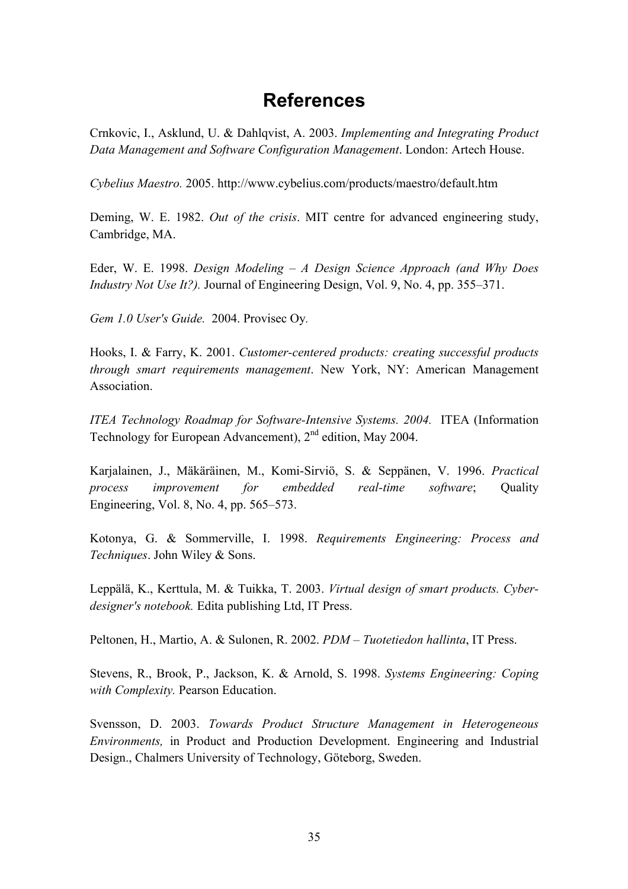# References

Crnkovic, I., Asklund, U. & Dahlqvist, A. 2003. *Implementing and Integrating Product Data Management and Software Configuration Management*. London: Artech House.

*Cybelius Maestro.* 2005. http://www.cybelius.com/products/maestro/default.htm

Deming, W. E. 1982. *Out of the crisis*. MIT centre for advanced engineering study, Cambridge, MA.

Eder, W. E. 1998. *Design Modeling – A Design Science Approach (and Why Does Industry Not Use It?).* Journal of Engineering Design, Vol. 9, No. 4, pp. 355–371.

*Gem 1.0 User's Guide.* 2004. Provisec Oy.

Hooks, I. & Farry, K. 2001. *Customer-centered products: creating successful products through smart requirements management*. New York, NY: American Management Association.

*ITEA Technology Roadmap for Software-Intensive Systems. 2004.* ITEA (Information Technology for European Advancement), 2nd edition, May 2004.

Karjalainen, J., Mäkäräinen, M., Komi-Sirviö, S. & Seppänen, V. 1996. *Practical process improvement for embedded real-time software*; Quality Engineering, Vol. 8, No. 4, pp. 565–573.

Kotonya, G. & Sommerville, I. 1998. *Requirements Engineering: Process and Techniques*. John Wiley & Sons.

Leppälä, K., Kerttula, M. & Tuikka, T. 2003. *Virtual design of smart products. Cyber-designer's notebook.* Edita publishing Ltd, IT Press.

Peltonen, H., Martio, A. & Sulonen, R. 2002. *PDM – Tuotetiedon hallinta*, IT Press.

Stevens, R., Brook, P., Jackson, K. & Arnold, S. 1998. *Systems Engineering: Coping with Complexity.* Pearson Education.

Svensson, D. 2003. *Towards Product Structure Management in Heterogeneous Environments,* in Product and Production Development. Engineering and Industrial Design., Chalmers University of Technology, Göteborg, Sweden.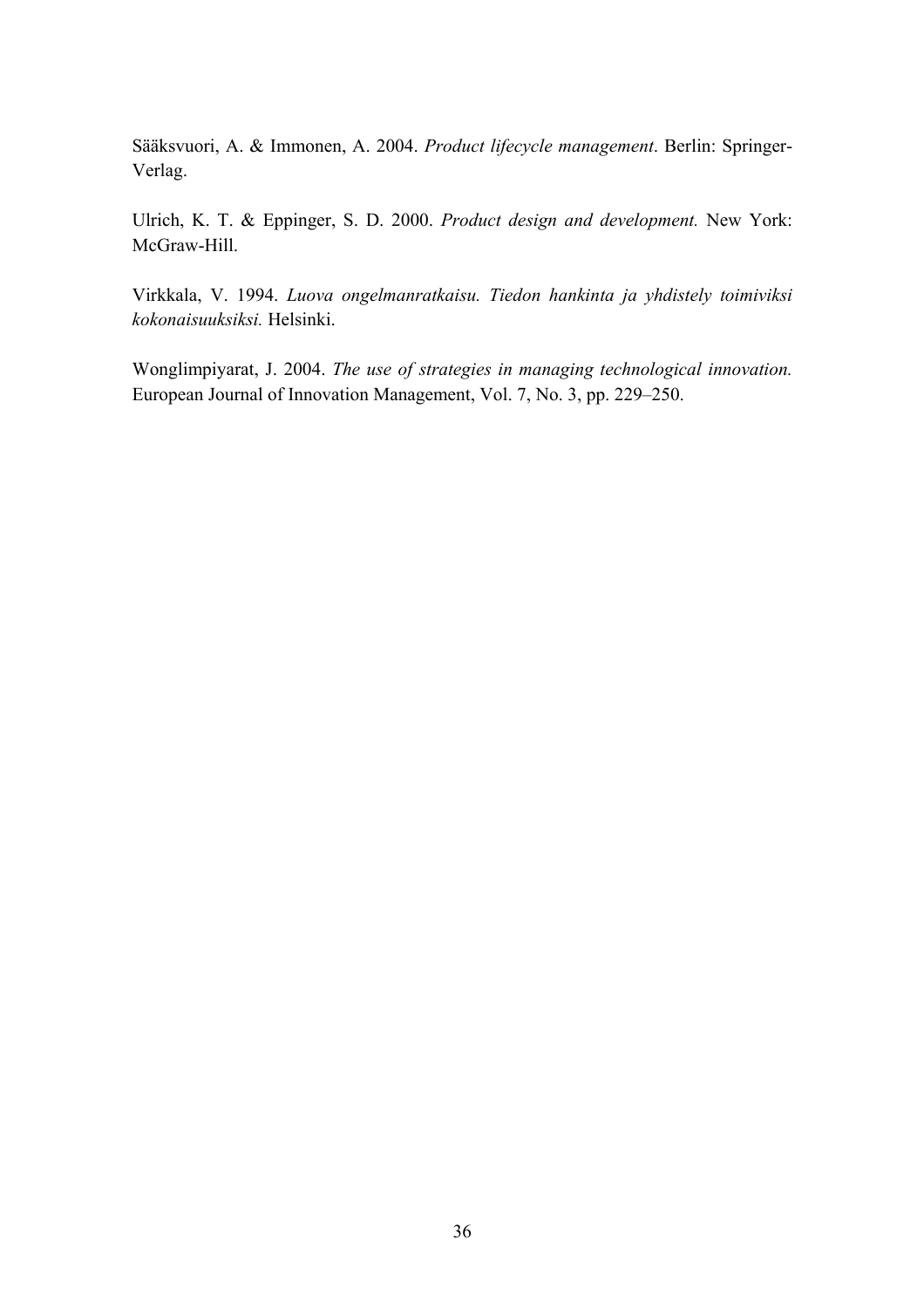Sääksvuori, A. & Immonen, A. 2004. *Product lifecycle management*. Berlin: Springer-Verlag.

Ulrich, K. T. & Eppinger, S. D. 2000. *Product design and development.* New York: McGraw-Hill.

Virkkala, V. 1994. *Luova ongelmanratkaisu. Tiedon hankinta ja yhdistely toimiviksi kokonaisuuksiksi.* Helsinki.

Wonglimpiyarat, J. 2004. *The use of strategies in managing technological innovation.* European Journal of Innovation Management, Vol. 7, No. 3, pp. 229–250.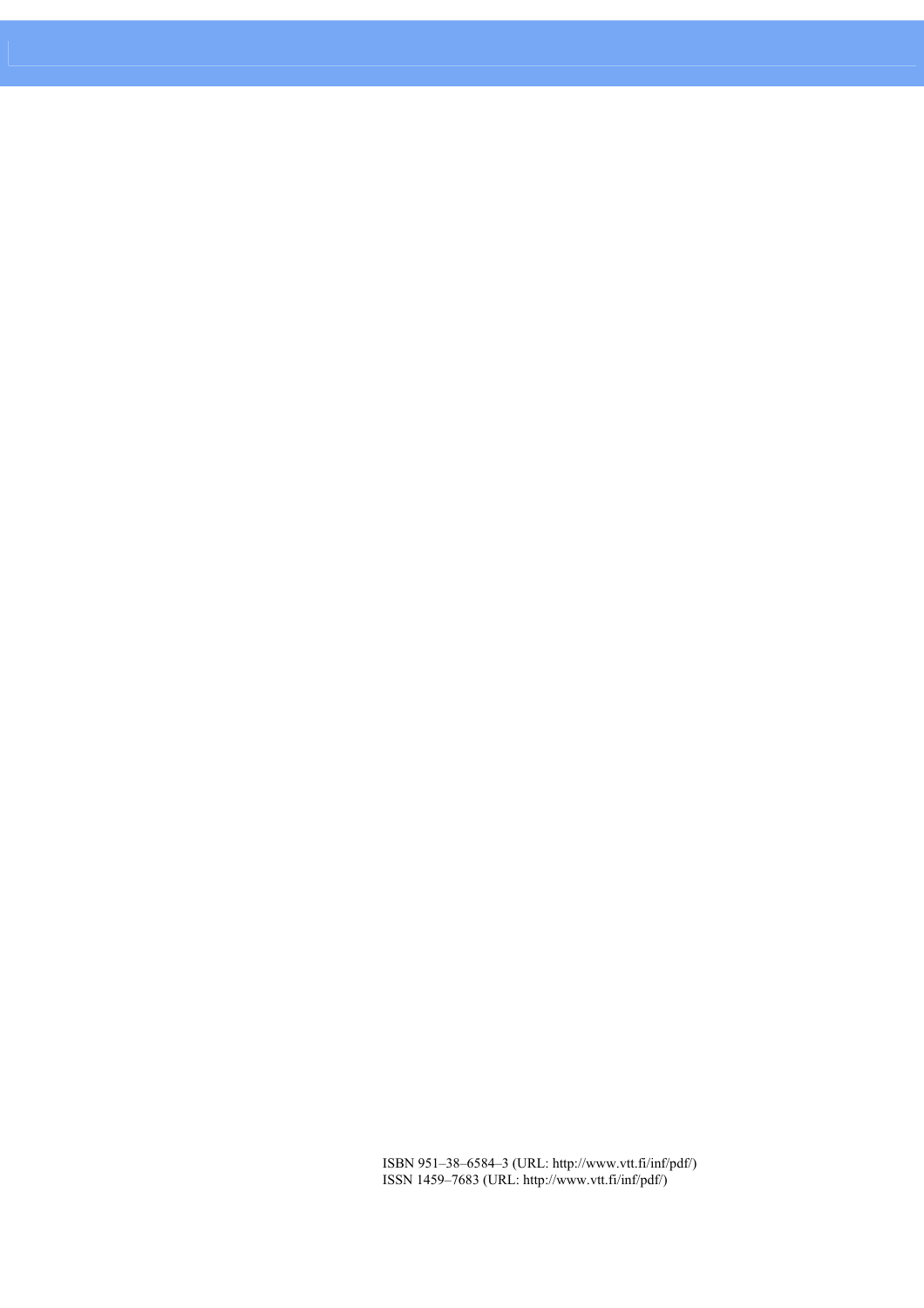ISBN 951–38–6584–3 (URL: http://www.vtt.fi/inf/pdf/)
ISSN 1459–7683 (URL: http://www.vtt.fi/inf/pdf/)